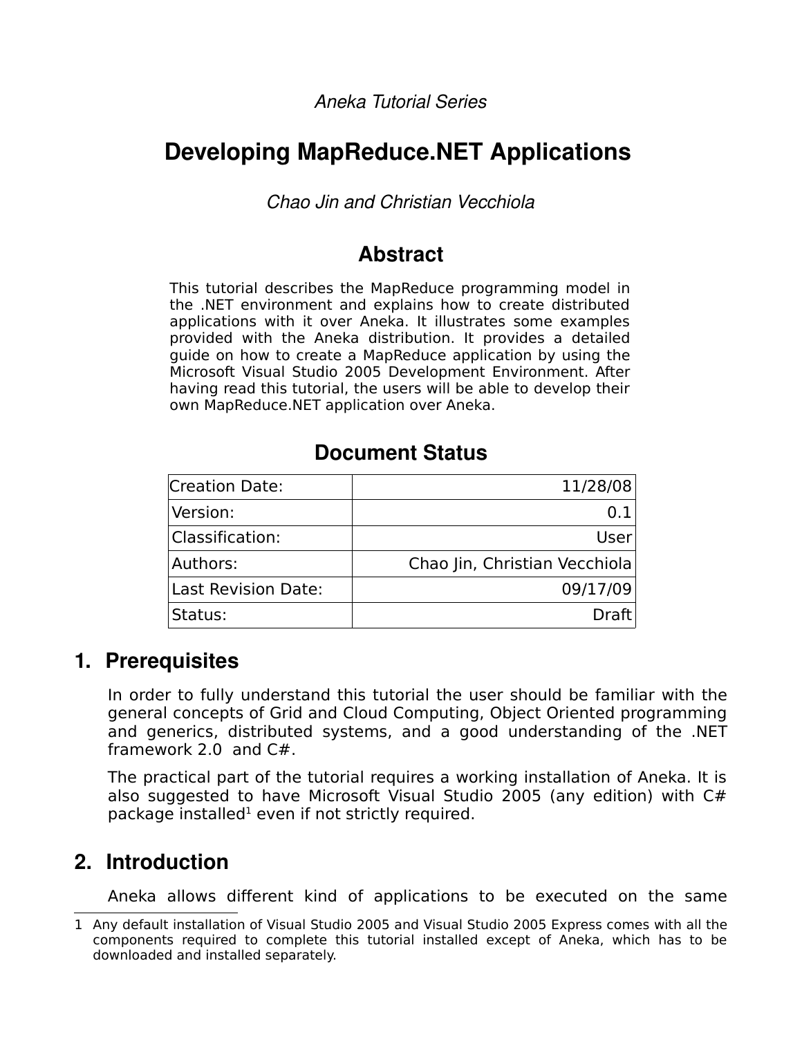*Aneka Tutorial Series*

# Developing MapReduce.NET Applications

*Chao Jin and Christian Vecchiola*

## Abstract

This tutorial describes the MapReduce programming model in the .NET environment and explains how to create distributed applications with it over Aneka. It illustrates some examples provided with the Aneka distribution. It provides a detailed guide on how to create a MapReduce application by using the Microsoft Visual Studio 2005 Development Environment. After having read this tutorial, the users will be able to develop their own MapReduce.NET application over Aneka.

## Document Status

| | |
|---|---|
| Creation Date: | 11/28/08 |
| Version: | 0.1 |
| Classification: | User |
| Authors: | Chao Jin, Christian Vecchiola |
| Last Revision Date: | 09/17/09 |
| Status: | Draft |

## 1. Prerequisites

In order to fully understand this tutorial the user should be familiar with the general concepts of Grid and Cloud Computing, Object Oriented programming and generics, distributed systems, and a good understanding of the .NET framework 2.0 and C#.

The practical part of the tutorial requires a working installation of Aneka. It is also suggested to have Microsoft Visual Studio 2005 (any edition) with C# package installed[1] even if not strictly required.

## 2. Introduction

Aneka allows different kind of applications to be executed on the same

1 Any default installation of Visual Studio 2005 and Visual Studio 2005 Express comes with all the components required to complete this tutorial installed except of Aneka, which has to be downloaded and installed separately.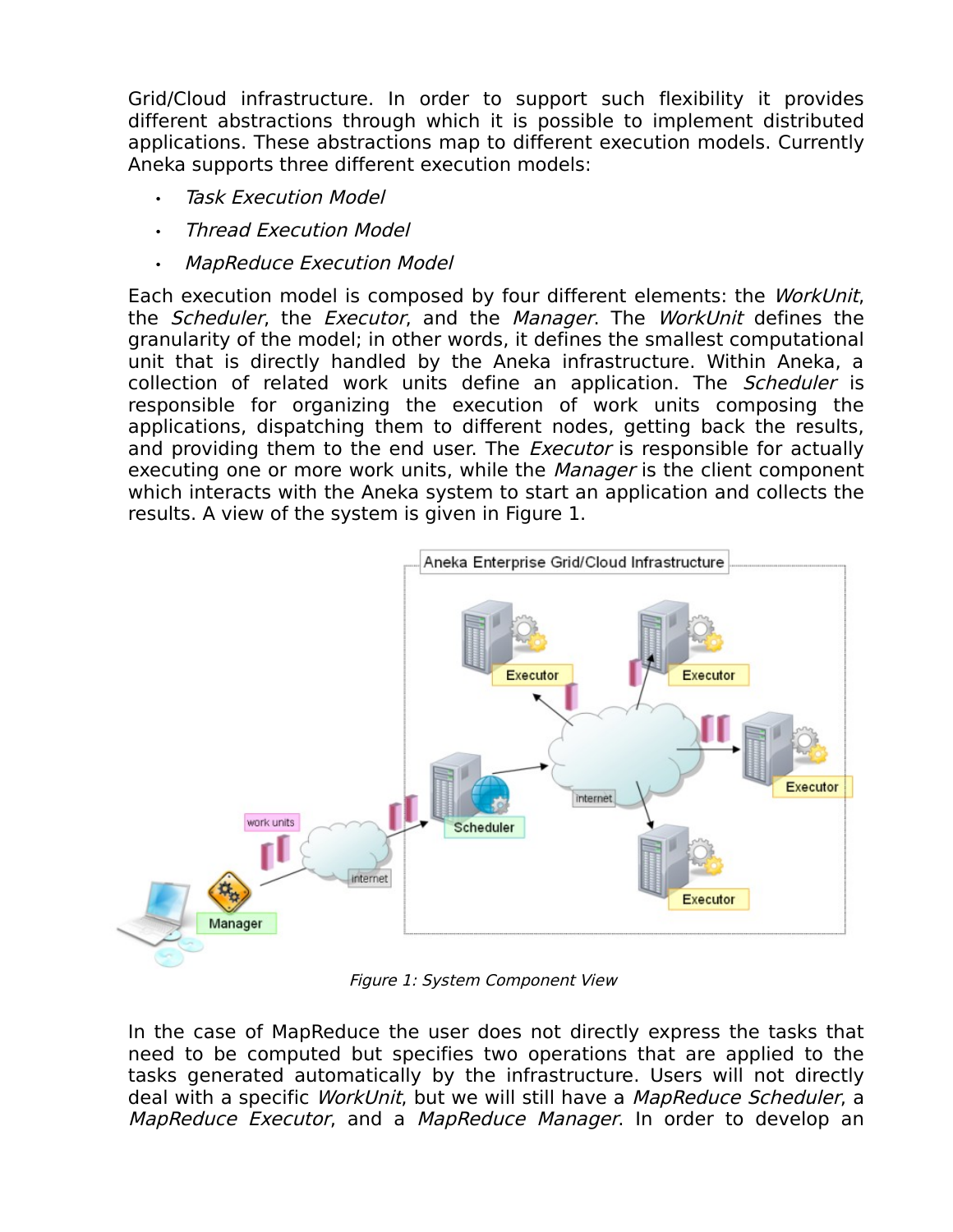Grid/Cloud infrastructure. In order to support such flexibility it provides different abstractions through which it is possible to implement distributed applications. These abstractions map to different execution models. Currently Aneka supports three different execution models:

- *Task Execution Model*
- *Thread Execution Model*
- *MapReduce Execution Model*

Each execution model is composed by four different elements: the *WorkUnit*, the *Scheduler*, the *Executor*, and the *Manager*. The *WorkUnit* defines the granularity of the model; in other words, it defines the smallest computational unit that is directly handled by the Aneka infrastructure. Within Aneka, a collection of related work units define an application. The *Scheduler* is responsible for organizing the execution of work units composing the applications, dispatching them to different nodes, getting back the results, and providing them to the end user. The *Executor* is responsible for actually executing one or more work units, while the *Manager* is the client component which interacts with the Aneka system to start an application and collects the results. A view of the system is given in Figure 1.

*Figure 1: System Component View*

In the case of MapReduce the user does not directly express the tasks that need to be computed but specifies two operations that are applied to the tasks generated automatically by the infrastructure. Users will not directly deal with a specific *WorkUnit*, but we will still have a *MapReduce Scheduler*, a *MapReduce Executor*, and a *MapReduce Manager*. In order to develop an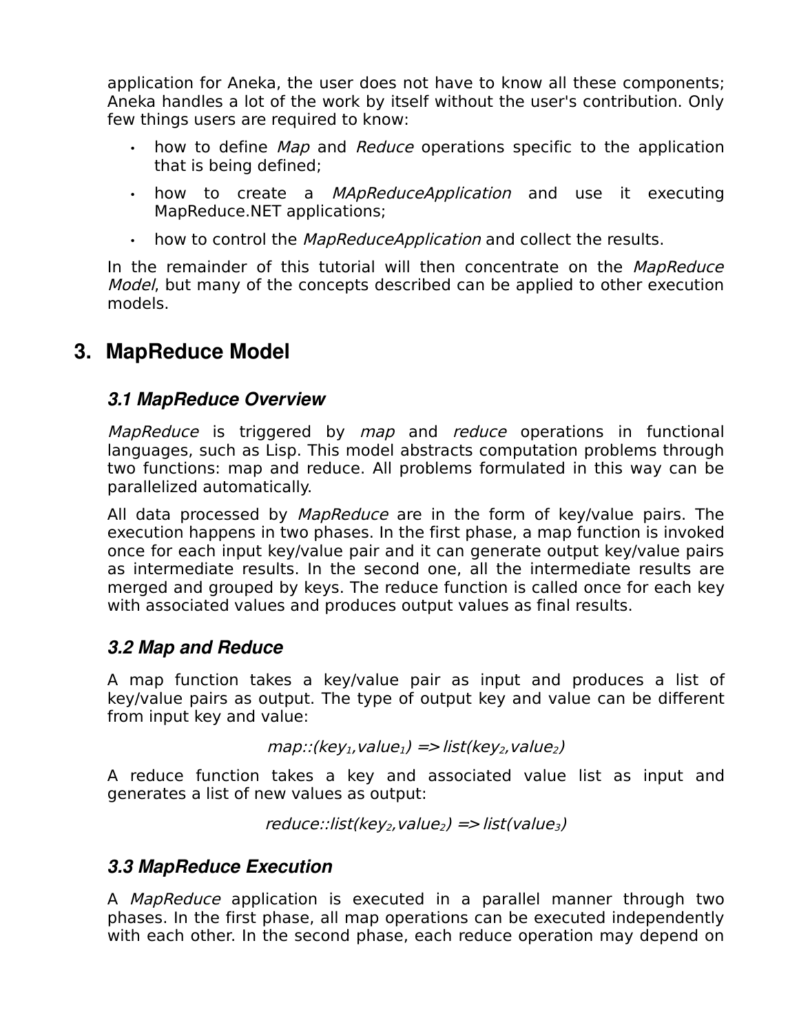application for Aneka, the user does not have to know all these components; Aneka handles a lot of the work by itself without the user's contribution. Only few things users are required to know:

- how to define *Map* and *Reduce* operations specific to the application that is being defined;
- how to create a *MApReduceApplication* and use it executing MapReduce.NET applications;
- how to control the *MapReduceApplication* and collect the results.

In the remainder of this tutorial will then concentrate on the *MapReduce Model*, but many of the concepts described can be applied to other execution models.

# 3. MapReduce Model

## 3.1 MapReduce Overview

*MapReduce* is triggered by *map* and *reduce* operations in functional languages, such as Lisp. This model abstracts computation problems through two functions: map and reduce. All problems formulated in this way can be parallelized automatically.

All data processed by *MapReduce* are in the form of key/value pairs. The execution happens in two phases. In the first phase, a map function is invoked once for each input key/value pair and it can generate output key/value pairs as intermediate results. In the second one, all the intermediate results are merged and grouped by keys. The reduce function is called once for each key with associated values and produces output values as final results.

## 3.2 Map and Reduce

A map function takes a key/value pair as input and produces a list of key/value pairs as output. The type of output key and value can be different from input key and value:

$$map::(key_1,value_1) \Rightarrow list(key_2,value_2)$$

A reduce function takes a key and associated value list as input and generates a list of new values as output:

$$reduce::list(key_2,value_2) \Rightarrow list(value_3)$$

## 3.3 MapReduce Execution

A *MapReduce* application is executed in a parallel manner through two phases. In the first phase, all map operations can be executed independently with each other. In the second phase, each reduce operation may depend on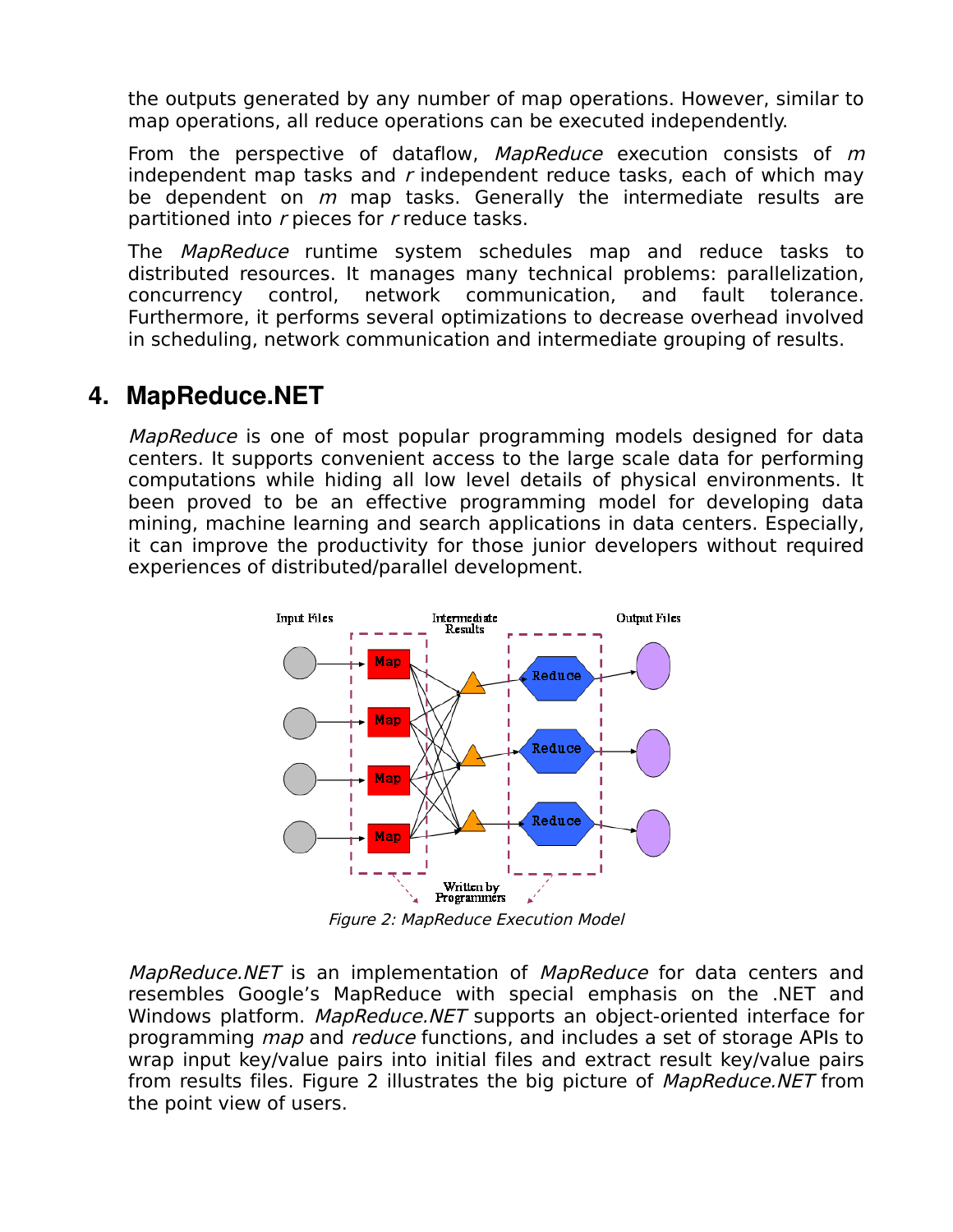the outputs generated by any number of map operations. However, similar to map operations, all reduce operations can be executed independently.

From the perspective of dataflow, *MapReduce* execution consists of *m* independent map tasks and *r* independent reduce tasks, each of which may be dependent on *m* map tasks. Generally the intermediate results are partitioned into *r* pieces for *r* reduce tasks.

The *MapReduce* runtime system schedules map and reduce tasks to distributed resources. It manages many technical problems: parallelization, concurrency control, network communication, and fault tolerance. Furthermore, it performs several optimizations to decrease overhead involved in scheduling, network communication and intermediate grouping of results.

## 4. MapReduce.NET

*MapReduce* is one of most popular programming models designed for data centers. It supports convenient access to the large scale data for performing computations while hiding all low level details of physical environments. It been proved to be an effective programming model for developing data mining, machine learning and search applications in data centers. Especially, it can improve the productivity for those junior developers without required experiences of distributed/parallel development.

*Figure 2: MapReduce Execution Model*

*MapReduce.NET* is an implementation of *MapReduce* for data centers and resembles Google's MapReduce with special emphasis on the .NET and Windows platform. *MapReduce.NET* supports an object-oriented interface for programming *map* and *reduce* functions, and includes a set of storage APIs to wrap input key/value pairs into initial files and extract result key/value pairs from results files. Figure 2 illustrates the big picture of *MapReduce.NET* from the point view of users.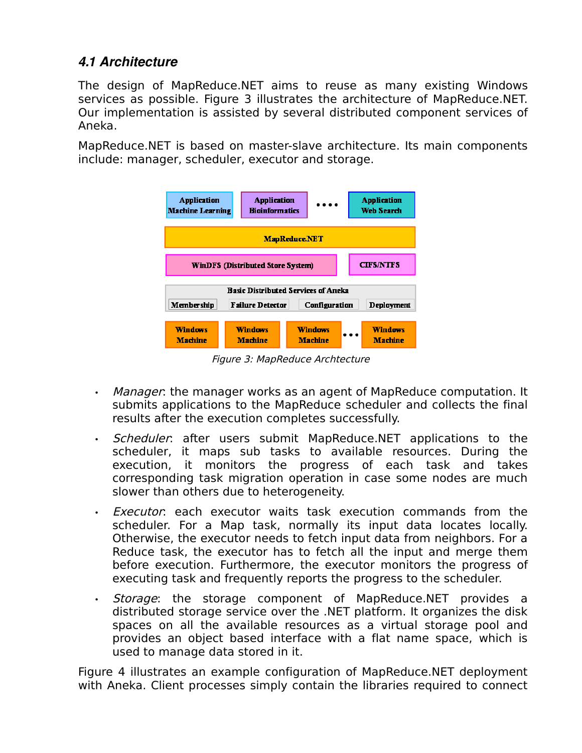### *4.1 Architecture*

The design of MapReduce.NET aims to reuse as many existing Windows services as possible. Figure 3 illustrates the architecture of MapReduce.NET. Our implementation is assisted by several distributed component services of Aneka.

MapReduce.NET is based on master-slave architecture. Its main components include: manager, scheduler, executor and storage.

Figure 3: MapReduce Archtecture

- *Manager*: the manager works as an agent of MapReduce computation. It submits applications to the MapReduce scheduler and collects the final results after the execution completes successfully.
- *Scheduler*: after users submit MapReduce.NET applications to the scheduler, it maps sub tasks to available resources. During the execution, it monitors the progress of each task and takes corresponding task migration operation in case some nodes are much slower than others due to heterogeneity.
- *Executor*: each executor waits task execution commands from the scheduler. For a Map task, normally its input data locates locally. Otherwise, the executor needs to fetch input data from neighbors. For a Reduce task, the executor has to fetch all the input and merge them before execution. Furthermore, the executor monitors the progress of executing task and frequently reports the progress to the scheduler.
- *Storage*: the storage component of MapReduce.NET provides a distributed storage service over the .NET platform. It organizes the disk spaces on all the available resources as a virtual storage pool and provides an object based interface with a flat name space, which is used to manage data stored in it.

Figure 4 illustrates an example configuration of MapReduce.NET deployment with Aneka. Client processes simply contain the libraries required to connect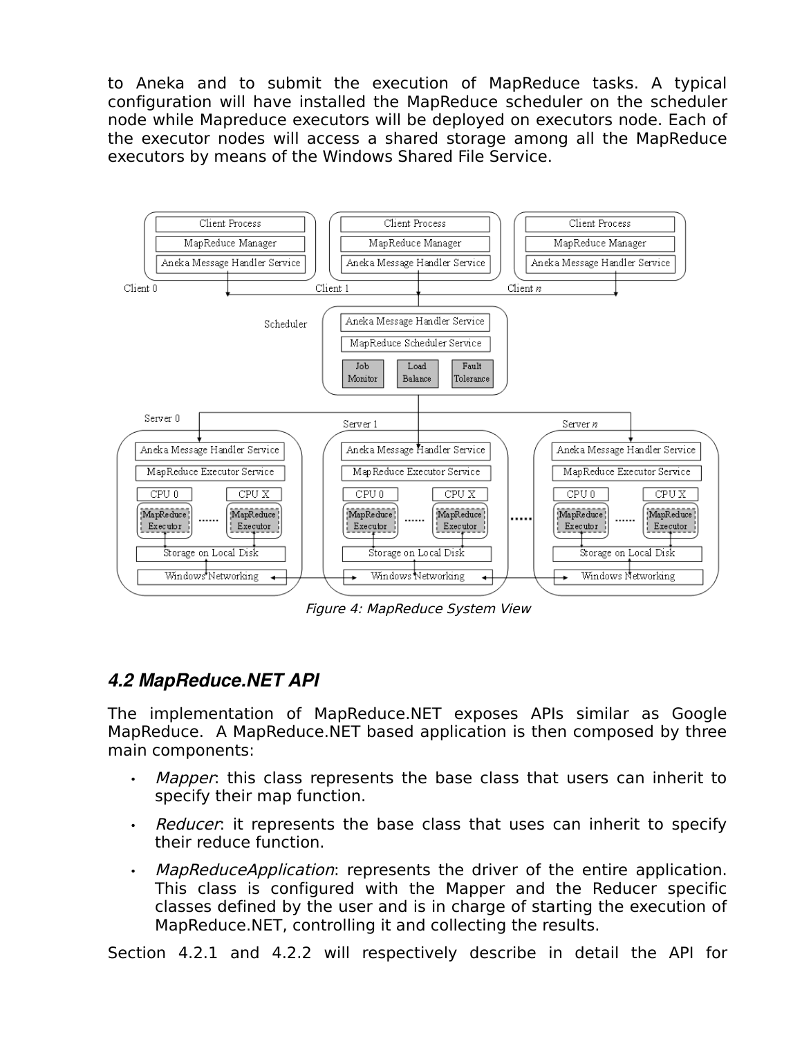to Aneka and to submit the execution of MapReduce tasks. A typical configuration will have installed the MapReduce scheduler on the scheduler node while Mapreduce executors will be deployed on executors node. Each of the executor nodes will access a shared storage among all the MapReduce executors by means of the Windows Shared File Service.

*Figure 4: MapReduce System View*

### *4.2 MapReduce.NET API*

The implementation of MapReduce.NET exposes APIs similar as Google MapReduce. A MapReduce.NET based application is then composed by three main components:

- *Mapper*: this class represents the base class that users can inherit to specify their map function.
- *Reducer*: it represents the base class that uses can inherit to specify their reduce function.
- *MapReduceApplication*: represents the driver of the entire application. This class is configured with the Mapper and the Reducer specific classes defined by the user and is in charge of starting the execution of MapReduce.NET, controlling it and collecting the results.

Section 4.2.1 and 4.2.2 will respectively describe in detail the API for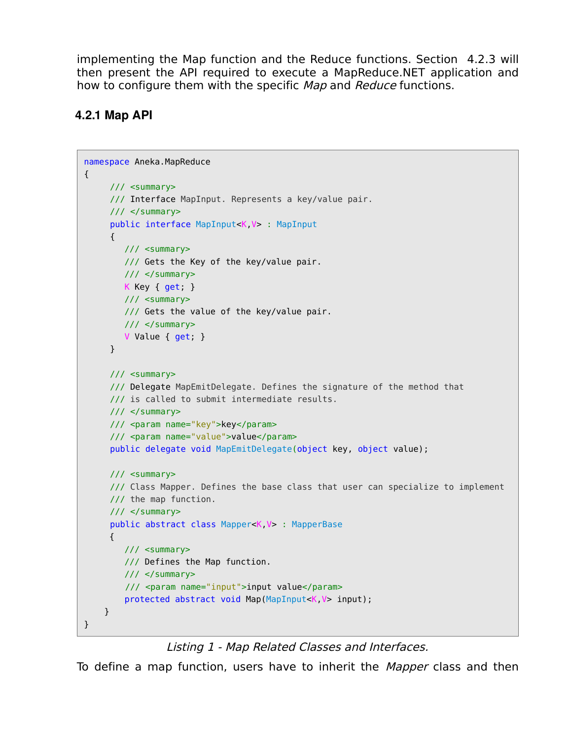implementing the Map function and the Reduce functions. Section 4.2.3 will then present the API required to execute a MapReduce.NET application and how to configure them with the specific *Map* and *Reduce* functions.

### 4.2.1 Map API

```
namespace Aneka.MapReduce
{
     /// <summary>
     /// Interface MapInput. Represents a key/value pair.
     /// </summary>
     public interface MapInput<K,V> : MapInput
     {
        /// <summary>
        /// Gets the Key of the key/value pair.
        /// </summary>
        K Key { get; }
        /// <summary>
        /// Gets the value of the key/value pair.
        /// </summary>
        V Value { get; }
     }

     /// <summary>
     /// Delegate MapEmitDelegate. Defines the signature of the method that
     /// is called to submit intermediate results.
     /// </summary>
     /// <param name="key">key</param>
     /// <param name="value">value</param>
     public delegate void MapEmitDelegate(object key, object value);

     /// <summary>
     /// Class Mapper. Defines the base class that user can specialize to implement
     /// the map function.
     /// </summary>
     public abstract class Mapper<K,V> : MapperBase
     {
        /// <summary>
        /// Defines the Map function.
        /// </summary>
        /// <param name="input">input value</param>
        protected abstract void Map(MapInput<K,V> input);
    }
}
```

*Listing 1 - Map Related Classes and Interfaces.*

To define a map function, users have to inherit the *Mapper* class and then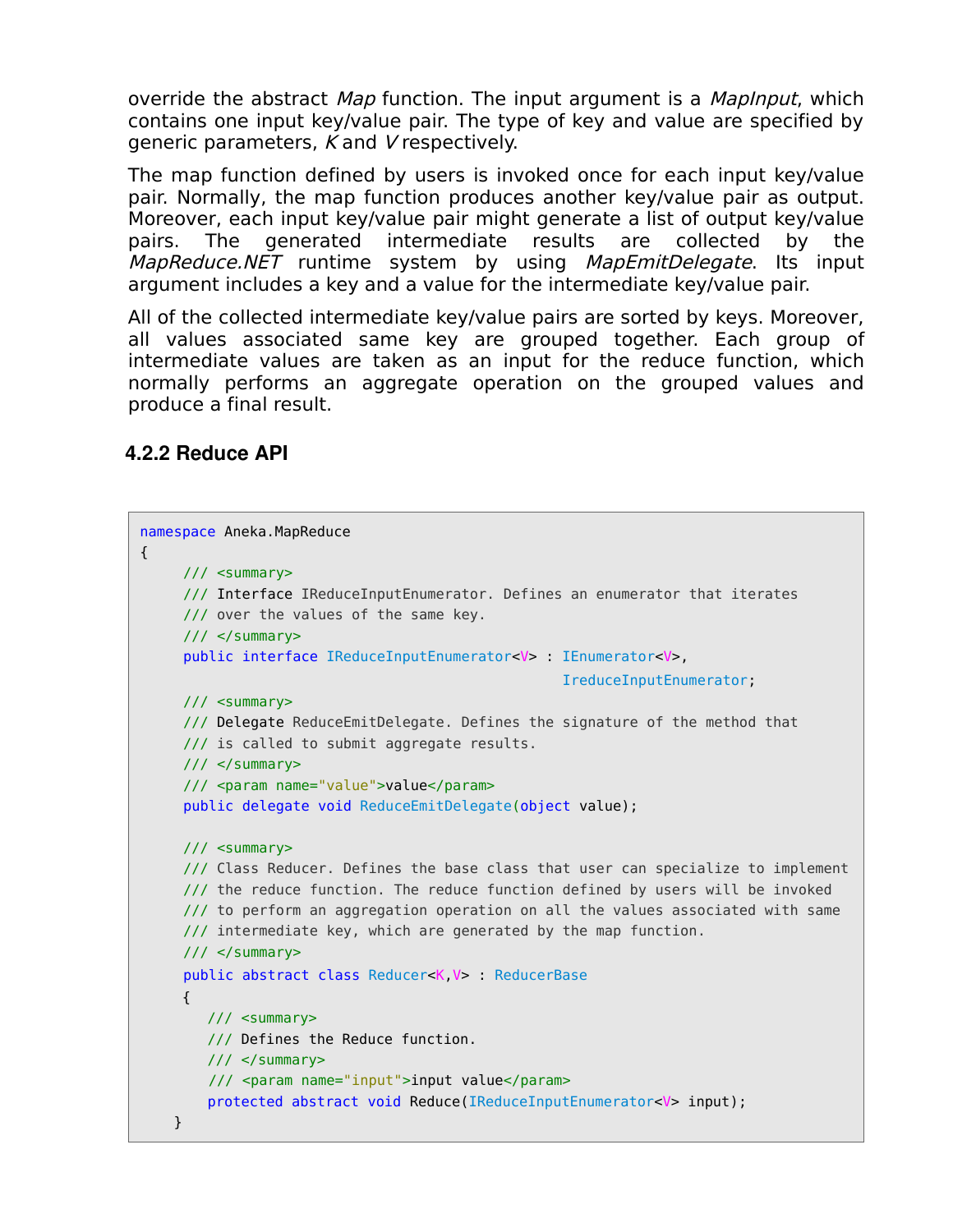override the abstract *Map* function. The input argument is a *MapInput*, which contains one input key/value pair. The type of key and value are specified by generic parameters, *K* and *V* respectively.

The map function defined by users is invoked once for each input key/value pair. Normally, the map function produces another key/value pair as output. Moreover, each input key/value pair might generate a list of output key/value pairs. The generated intermediate results are collected by the *MapReduce.NET* runtime system by using *MapEmitDelegate*. Its input argument includes a key and a value for the intermediate key/value pair.

All of the collected intermediate key/value pairs are sorted by keys. Moreover, all values associated same key are grouped together. Each group of intermediate values are taken as an input for the reduce function, which normally performs an aggregate operation on the grouped values and produce a final result.

### 4.2.2 Reduce API

```
namespace Aneka.MapReduce
{
     /// <summary>
     /// Interface IReduceInputEnumerator. Defines an enumerator that iterates
     /// over the values of the same key.
     /// </summary>
     public interface IReduceInputEnumerator<V> : IEnumerator<V>,
                                                  IreduceInputEnumerator;
     /// <summary>
     /// Delegate ReduceEmitDelegate. Defines the signature of the method that
     /// is called to submit aggregate results.
     /// </summary>
     /// <param name="value">value</param>
     public delegate void ReduceEmitDelegate(object value);

     /// <summary>
     /// Class Reducer. Defines the base class that user can specialize to implement
     /// the reduce function. The reduce function defined by users will be invoked
     /// to perform an aggregation operation on all the values associated with same
     /// intermediate key, which are generated by the map function.
     /// </summary>
     public abstract class Reducer<K,V> : ReducerBase
     {
       /// <summary>
       /// Defines the Reduce function.
       /// </summary>
       /// <param name="input">input value</param>
       protected abstract void Reduce(IReduceInputEnumerator<V> input);
    }
```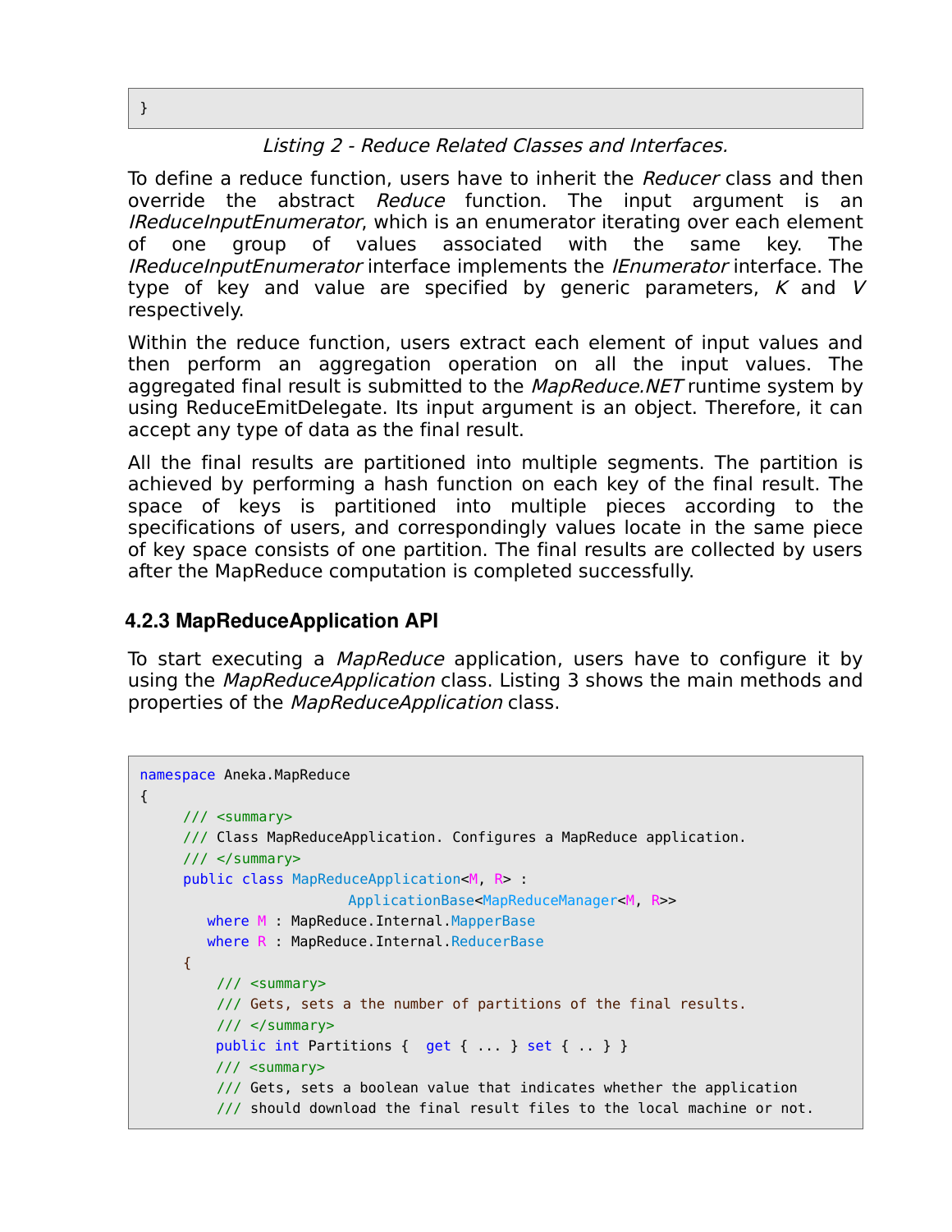```
}
```

*Listing 2 - Reduce Related Classes and Interfaces.*

To define a reduce function, users have to inherit the *Reducer* class and then override the abstract *Reduce* function. The input argument is an *IReduceInputEnumerator*, which is an enumerator iterating over each element of one group of values associated with the same key. The *IReduceInputEnumerator* interface implements the *IEnumerator* interface. The type of key and value are specified by generic parameters, *K* and *V* respectively.

Within the reduce function, users extract each element of input values and then perform an aggregation operation on all the input values. The aggregated final result is submitted to the *MapReduce.NET* runtime system by using ReduceEmitDelegate. Its input argument is an object. Therefore, it can accept any type of data as the final result.

All the final results are partitioned into multiple segments. The partition is achieved by performing a hash function on each key of the final result. The space of keys is partitioned into multiple pieces according to the specifications of users, and correspondingly values locate in the same piece of key space consists of one partition. The final results are collected by users after the MapReduce computation is completed successfully.

### 4.2.3 MapReduceApplication API

To start executing a *MapReduce* application, users have to configure it by using the *MapReduceApplication* class. Listing 3 shows the main methods and properties of the *MapReduceApplication* class.

```
namespace Aneka.MapReduce
{
     /// <summary>
     /// Class MapReduceApplication. Configures a MapReduce application.
     /// </summary>
     public class MapReduceApplication<M, R> :
                          ApplicationBase<MapReduceManager<M, R>>
        where M : MapReduce.Internal.MapperBase
        where R : MapReduce.Internal.ReducerBase
     {
         /// <summary>
         /// Gets, sets a the number of partitions of the final results.
         /// </summary>
         public int Partitions {  get { ... } set { .. } }
         /// <summary>
         /// Gets, sets a boolean value that indicates whether the application
         /// should download the final result files to the local machine or not.
```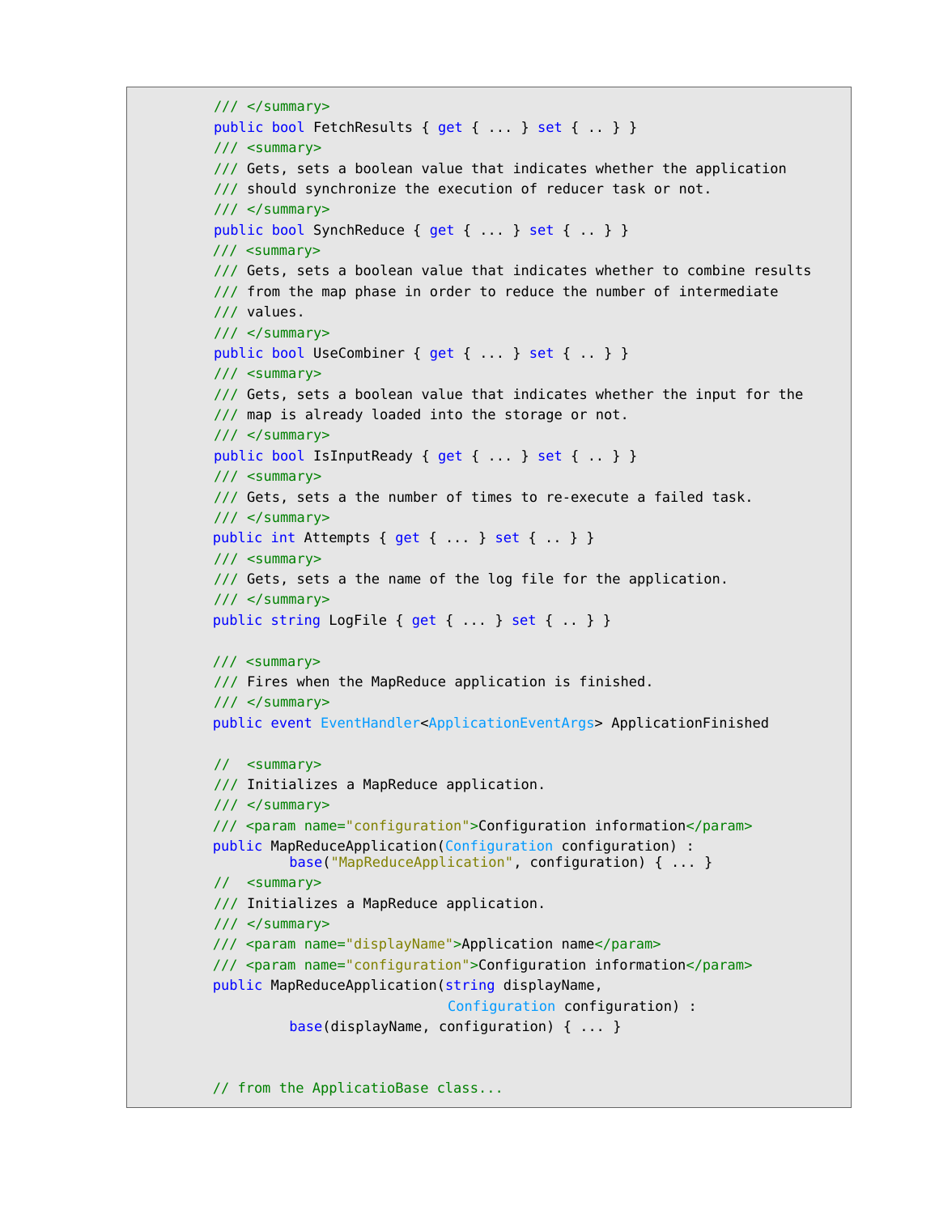```
        /// </summary>
        public bool FetchResults { get { ... } set { .. } }
        /// <summary>
        /// Gets, sets a boolean value that indicates whether the application
        /// should synchronize the execution of reducer task or not.
        /// </summary>
        public bool SynchReduce { get { ... } set { .. } }
        /// <summary>
        /// Gets, sets a boolean value that indicates whether to combine results
        /// from the map phase in order to reduce the number of intermediate
        /// values.
        /// </summary>
        public bool UseCombiner { get { ... } set { .. } }
        /// <summary>
        /// Gets, sets a boolean value that indicates whether the input for the
        /// map is already loaded into the storage or not.
        /// </summary>
        public bool IsInputReady { get { ... } set { .. } }
        /// <summary>
        /// Gets, sets a the number of times to re-execute a failed task.
        /// </summary>
        public int Attempts { get { ... } set { .. } }
        /// <summary>
        /// Gets, sets a the name of the log file for the application.
        /// </summary>
        public string LogFile { get { ... } set { .. } }

        /// <summary>
        /// Fires when the MapReduce application is finished.
        /// </summary>
        public event EventHandler<ApplicationEventArgs> ApplicationFinished

        //  <summary>
        /// Initializes a MapReduce application.
        /// </summary>
        /// <param name="configuration">Configuration information</param>
        public MapReduceApplication(Configuration configuration) :
                base("MapReduceApplication", configuration) { ... }
        //  <summary>
        /// Initializes a MapReduce application.
        /// </summary>
        /// <param name="displayName">Application name</param>
        /// <param name="configuration">Configuration information</param>
        public MapReduceApplication(string displayName,
                                    Configuration configuration) :
                base(displayName, configuration) { ... }


        // from the ApplicatioBase class...
```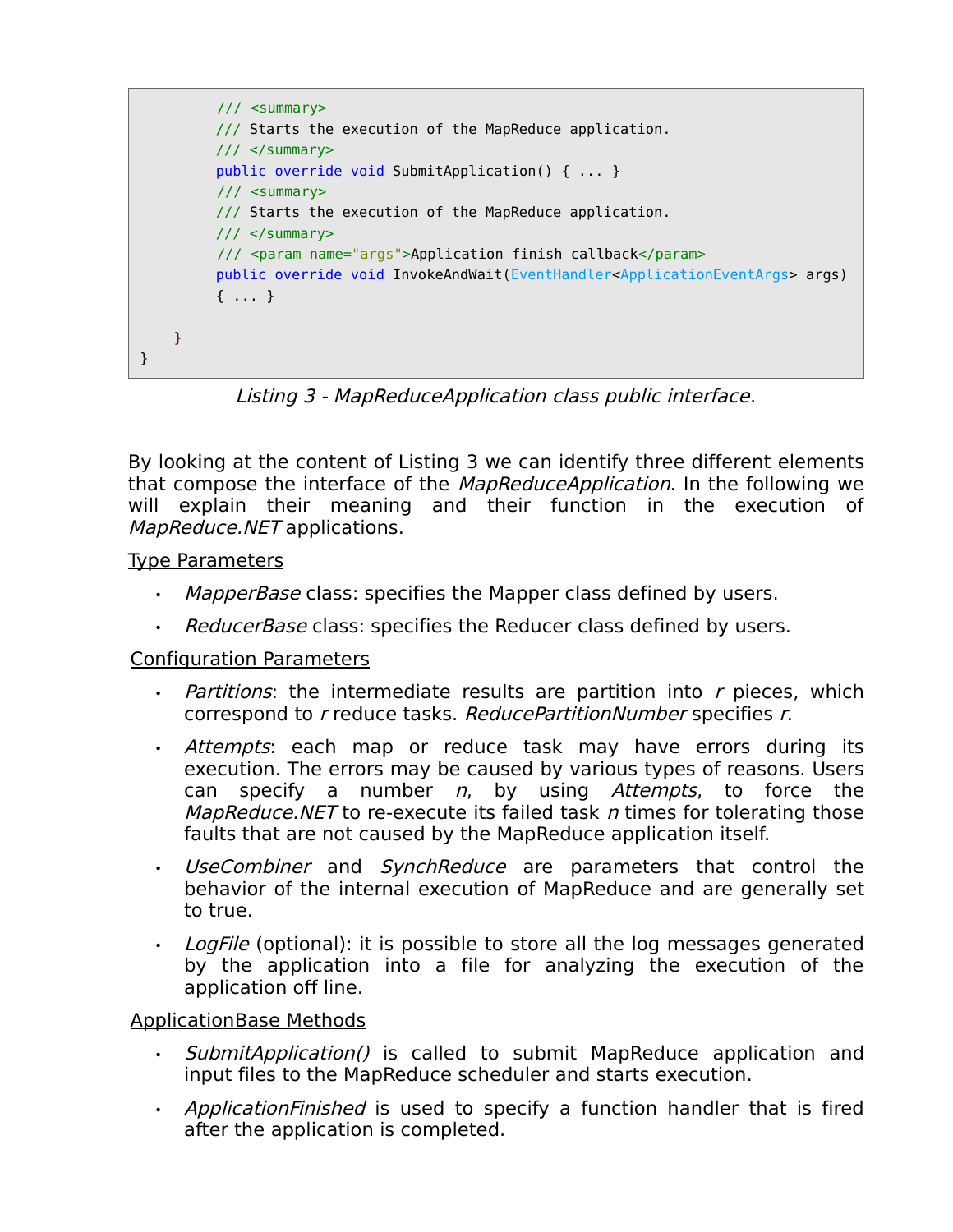```
        /// <summary>
        /// Starts the execution of the MapReduce application.
        /// </summary>
        public override void SubmitApplication() { ... }
        /// <summary>
        /// Starts the execution of the MapReduce application.
        /// </summary>
        /// <param name="args">Application finish callback</param>
        public override void InvokeAndWait(EventHandler<ApplicationEventArgs> args)
        { ... }

    }
}
```

*Listing 3 - MapReduceApplication class public interface.*

By looking at the content of Listing 3 we can identify three different elements that compose the interface of the *MapReduceApplication*. In the following we will explain their meaning and their function in the execution of *MapReduce.NET* applications.

Type Parameters

- *MapperBase* class: specifies the Mapper class defined by users.
- *ReducerBase* class: specifies the Reducer class defined by users.

Configuration Parameters

- *Partitions*: the intermediate results are partition into *r* pieces, which correspond to *r* reduce tasks. *ReducePartitionNumber* specifies *r*.
- *Attempts*: each map or reduce task may have errors during its execution. The errors may be caused by various types of reasons. Users can specify a number *n*, by using *Attempts*, to force the *MapReduce.NET* to re-execute its failed task *n* times for tolerating those faults that are not caused by the MapReduce application itself.
- *UseCombiner* and *SynchReduce* are parameters that control the behavior of the internal execution of MapReduce and are generally set to true.
- *LogFile* (optional): it is possible to store all the log messages generated by the application into a file for analyzing the execution of the application off line.

ApplicationBase Methods

- *SubmitApplication()* is called to submit MapReduce application and input files to the MapReduce scheduler and starts execution.
- *ApplicationFinished* is used to specify a function handler that is fired after the application is completed.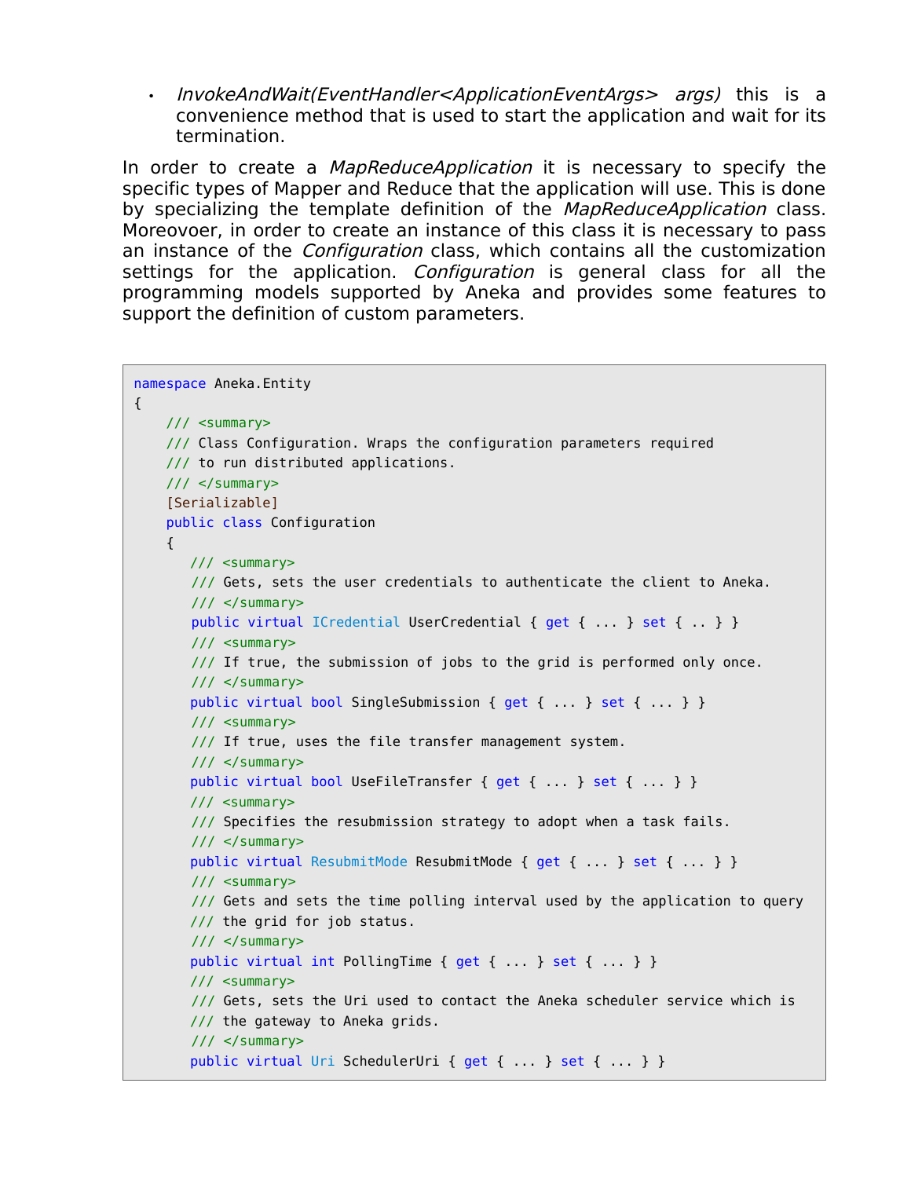- *InvokeAndWait(EventHandler<ApplicationEventArgs> args)* this is a convenience method that is used to start the application and wait for its termination.

In order to create a *MapReduceApplication* it is necessary to specify the specific types of Mapper and Reduce that the application will use. This is done by specializing the template definition of the *MapReduceApplication* class. Moreovoer, in order to create an instance of this class it is necessary to pass an instance of the *Configuration* class, which contains all the customization settings for the application. *Configuration* is general class for all the programming models supported by Aneka and provides some features to support the definition of custom parameters.

```
namespace Aneka.Entity
{
    /// <summary>
    /// Class Configuration. Wraps the configuration parameters required
    /// to run distributed applications.
    /// </summary>
    [Serializable]
    public class Configuration
    {
       /// <summary>
       /// Gets, sets the user credentials to authenticate the client to Aneka.
       /// </summary>
       public virtual ICredential UserCredential { get { ... } set { .. } }
       /// <summary>
       /// If true, the submission of jobs to the grid is performed only once.
       /// </summary>
       public virtual bool SingleSubmission { get { ... } set { ... } }
       /// <summary>
       /// If true, uses the file transfer management system.
       /// </summary>
       public virtual bool UseFileTransfer { get { ... } set { ... } }
       /// <summary>
       /// Specifies the resubmission strategy to adopt when a task fails.
       /// </summary>
       public virtual ResubmitMode ResubmitMode { get { ... } set { ... } }
       /// <summary>
       /// Gets and sets the time polling interval used by the application to query
       /// the grid for job status.
       /// </summary>
       public virtual int PollingTime { get { ... } set { ... } }
       /// <summary>
       /// Gets, sets the Uri used to contact the Aneka scheduler service which is
       /// the gateway to Aneka grids.
       /// </summary>
       public virtual Uri SchedulerUri { get { ... } set { ... } }
```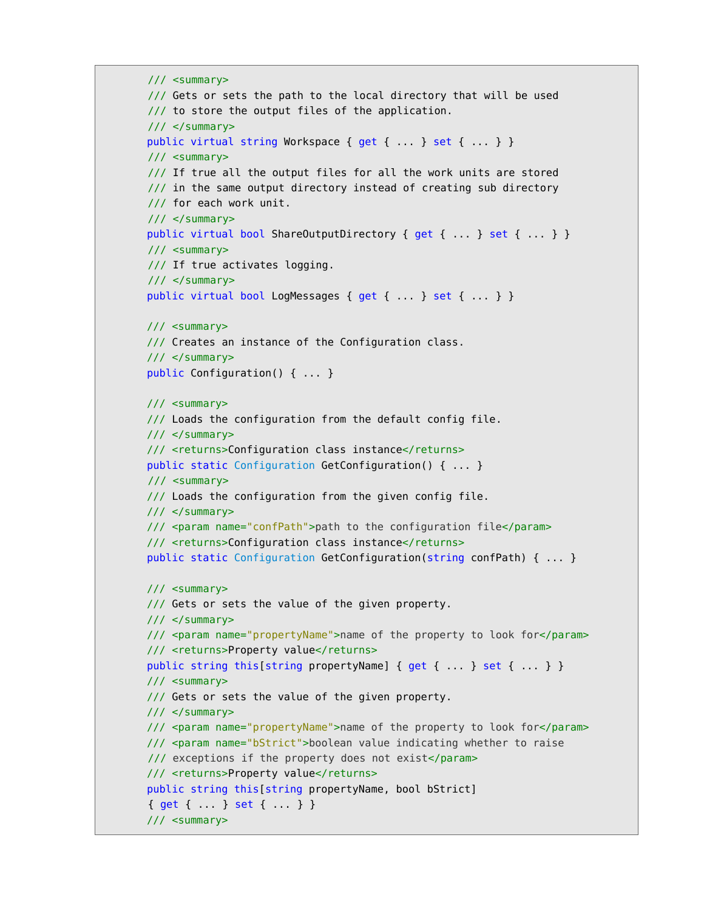```
/// <summary>
/// Gets or sets the path to the local directory that will be used
/// to store the output files of the application.
/// </summary>
public virtual string Workspace { get { ... } set { ... } }
/// <summary>
/// If true all the output files for all the work units are stored
/// in the same output directory instead of creating sub directory
/// for each work unit.
/// </summary>
public virtual bool ShareOutputDirectory { get { ... } set { ... } }
/// <summary>
/// If true activates logging.
/// </summary>
public virtual bool LogMessages { get { ... } set { ... } }

/// <summary>
/// Creates an instance of the Configuration class.
/// </summary>
public Configuration() { ... }

/// <summary>
/// Loads the configuration from the default config file.
/// </summary>
/// <returns>Configuration class instance</returns>
public static Configuration GetConfiguration() { ... }
/// <summary>
/// Loads the configuration from the given config file.
/// </summary>
/// <param name="confPath">path to the configuration file</param>
/// <returns>Configuration class instance</returns>
public static Configuration GetConfiguration(string confPath) { ... }

/// <summary>
/// Gets or sets the value of the given property.
/// </summary>
/// <param name="propertyName">name of the property to look for</param>
/// <returns>Property value</returns>
public string this[string propertyName] { get { ... } set { ... } }
/// <summary>
/// Gets or sets the value of the given property.
/// </summary>
/// <param name="propertyName">name of the property to look for</param>
/// <param name="bStrict">boolean value indicating whether to raise
/// exceptions if the property does not exist</param>
/// <returns>Property value</returns>
public string this[string propertyName, bool bStrict]
{ get { ... } set { ... } }
/// <summary>
```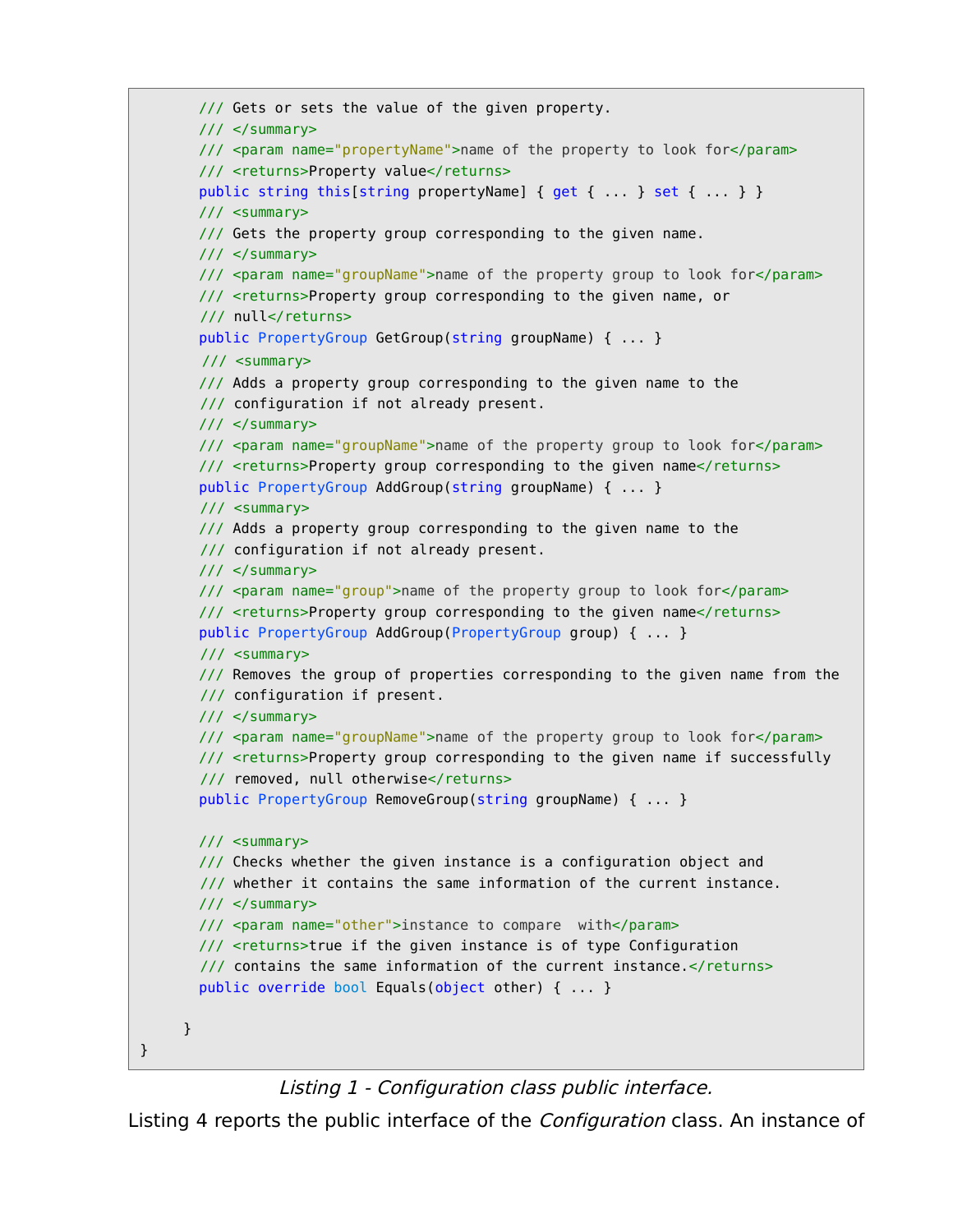```
        /// Gets or sets the value of the given property.
        /// </summary>
        /// <param name="propertyName">name of the property to look for</param>
        /// <returns>Property value</returns>
        public string this[string propertyName] { get { ... } set { ... } }
        /// <summary>
        /// Gets the property group corresponding to the given name.
        /// </summary>
        /// <param name="groupName">name of the property group to look for</param>
        /// <returns>Property group corresponding to the given name, or
        /// null</returns>
        public PropertyGroup GetGroup(string groupName) { ... }
        /// <summary>
        /// Adds a property group corresponding to the given name to the
        /// configuration if not already present.
        /// </summary>
        /// <param name="groupName">name of the property group to look for</param>
        /// <returns>Property group corresponding to the given name</returns>
        public PropertyGroup AddGroup(string groupName) { ... }
        /// <summary>
        /// Adds a property group corresponding to the given name to the
        /// configuration if not already present.
        /// </summary>
        /// <param name="group">name of the property group to look for</param>
        /// <returns>Property group corresponding to the given name</returns>
        public PropertyGroup AddGroup(PropertyGroup group) { ... }
        /// <summary>
        /// Removes the group of properties corresponding to the given name from the
        /// configuration if present.
        /// </summary>
        /// <param name="groupName">name of the property group to look for</param>
        /// <returns>Property group corresponding to the given name if successfully
        /// removed, null otherwise</returns>
        public PropertyGroup RemoveGroup(string groupName) { ... }

        /// <summary>
        /// Checks whether the given instance is a configuration object and
        /// whether it contains the same information of the current instance.
        /// </summary>
        /// <param name="other">instance to compare  with</param>
        /// <returns>true if the given instance is of type Configuration
        /// contains the same information of the current instance.</returns>
        public override bool Equals(object other) { ... }

    }
}
```

*Listing 1 - Configuration class public interface.*

Listing 4 reports the public interface of the *Configuration* class. An instance of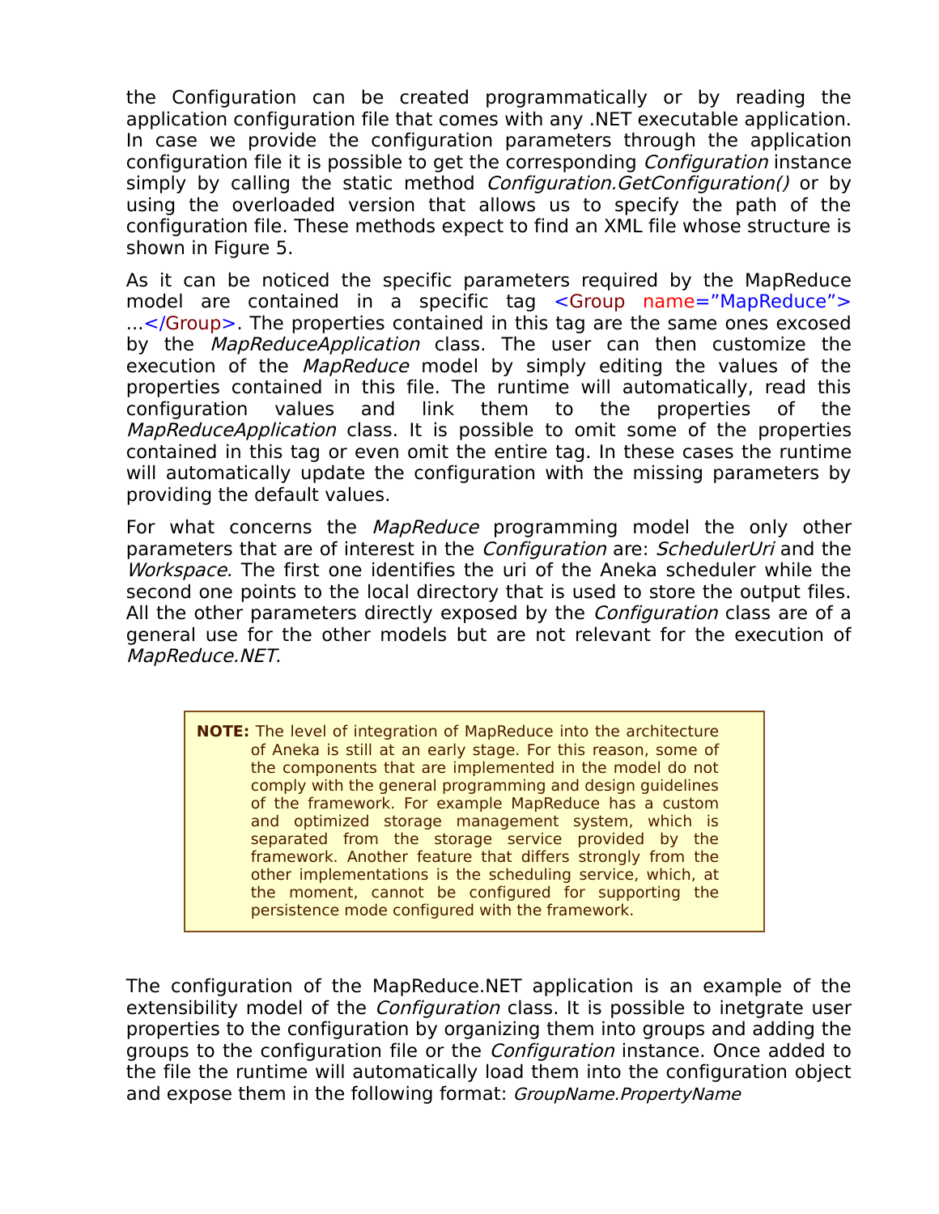the Configuration can be created programmatically or by reading the application configuration file that comes with any .NET executable application. In case we provide the configuration parameters through the application configuration file it is possible to get the corresponding *Configuration* instance simply by calling the static method *Configuration.GetConfiguration()* or by using the overloaded version that allows us to specify the path of the configuration file. These methods expect to find an XML file whose structure is shown in Figure 5.

As it can be noticed the specific parameters required by the MapReduce model are contained in a specific tag <Group name="MapReduce"> ...</Group>. The properties contained in this tag are the same ones excosed by the *MapReduceApplication* class. The user can then customize the execution of the *MapReduce* model by simply editing the values of the properties contained in this file. The runtime will automatically, read this configuration values and link them to the properties of the *MapReduceApplication* class. It is possible to omit some of the properties contained in this tag or even omit the entire tag. In these cases the runtime will automatically update the configuration with the missing parameters by providing the default values.

For what concerns the *MapReduce* programming model the only other parameters that are of interest in the *Configuration* are: *SchedulerUri* and the *Workspace*. The first one identifies the uri of the Aneka scheduler while the second one points to the local directory that is used to store the output files. All the other parameters directly exposed by the *Configuration* class are of a general use for the other models but are not relevant for the execution of *MapReduce.NET*.

> **NOTE:** The level of integration of MapReduce into the architecture of Aneka is still at an early stage. For this reason, some of the components that are implemented in the model do not comply with the general programming and design guidelines of the framework. For example MapReduce has a custom and optimized storage management system, which is separated from the storage service provided by the framework. Another feature that differs strongly from the other implementations is the scheduling service, which, at the moment, cannot be configured for supporting the persistence mode configured with the framework.

The configuration of the MapReduce.NET application is an example of the extensibility model of the *Configuration* class. It is possible to inetgrate user properties to the configuration by organizing them into groups and adding the groups to the configuration file or the *Configuration* instance. Once added to the file the runtime will automatically load them into the configuration object and expose them in the following format: *GroupName.PropertyName*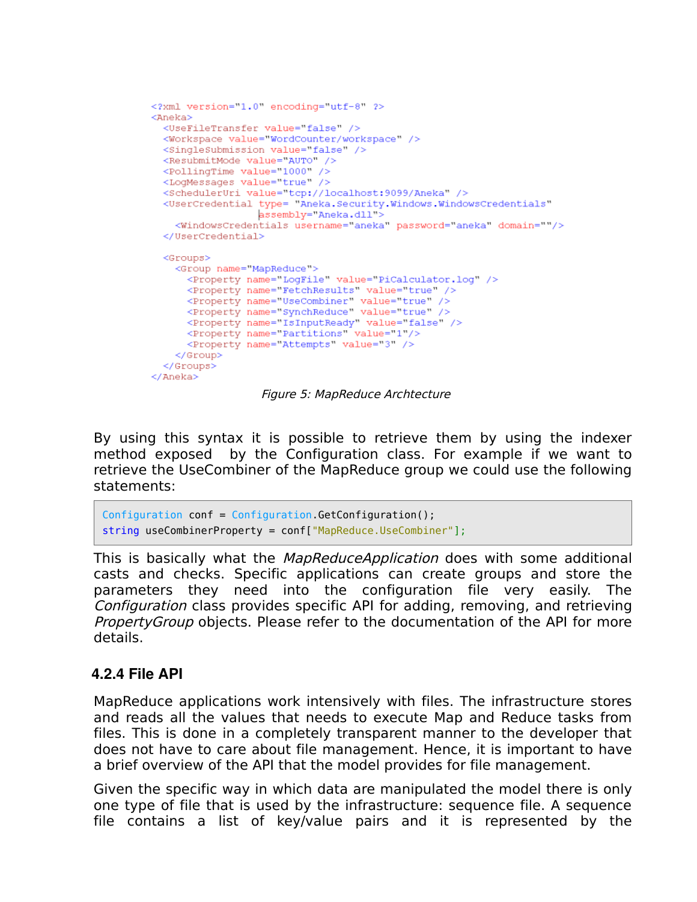```xml
<?xml version="1.0" encoding="utf-8" ?>
<Aneka>
  <UseFileTransfer value="false" />
  <Workspace value="WordCounter/workspace" />
  <SingleSubmission value="false" />
  <ResubmitMode value="AUTO" />
  <PollingTime value="1000" />
  <LogMessages value="true" />
  <SchedulerUri value="tcp://localhost:9099/Aneka" />
  <UserCredential type= "Aneka.Security.Windows.WindowsCredentials"
                  assembly="Aneka.dll">
    <WindowsCredentials username="aneka" password="aneka" domain=""/>
  </UserCredential>

  <Groups>
    <Group name="MapReduce">
      <Property name="LogFile" value="PiCalculator.log" />
      <Property name="FetchResults" value="true" />
      <Property name="UseCombiner" value="true" />
      <Property name="SynchReduce" value="true" />
      <Property name="IsInputReady" value="false" />
      <Property name="Partitions" value="1"/>
      <Property name="Attempts" value="3" />
    </Group>
  </Groups>
</Aneka>
```

*Figure 5: MapReduce Archtecture*

By using this syntax it is possible to retrieve them by using the indexer method exposed by the Configuration class. For example if we want to retrieve the UseCombiner of the MapReduce group we could use the following statements:

```
Configuration conf = Configuration.GetConfiguration();
string useCombinerProperty = conf["MapReduce.UseCombiner"];
```

This is basically what the *MapReduceApplication* does with some additional casts and checks. Specific applications can create groups and store the parameters they need into the configuration file very easily. The *Configuration* class provides specific API for adding, removing, and retrieving *PropertyGroup* objects. Please refer to the documentation of the API for more details.

### 4.2.4 File API

MapReduce applications work intensively with files. The infrastructure stores and reads all the values that needs to execute Map and Reduce tasks from files. This is done in a completely transparent manner to the developer that does not have to care about file management. Hence, it is important to have a brief overview of the API that the model provides for file management.

Given the specific way in which data are manipulated the model there is only one type of file that is used by the infrastructure: sequence file. A sequence file contains a list of key/value pairs and it is represented by the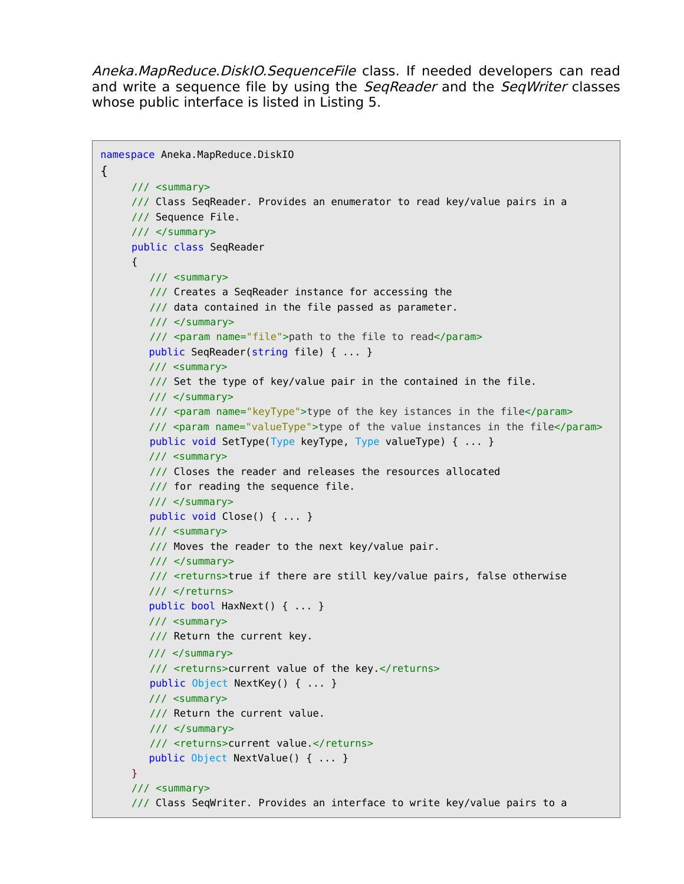*Aneka.MapReduce.DiskIO.SequenceFile* class. If needed developers can read and write a sequence file by using the *SeqReader* and the *SeqWriter* classes whose public interface is listed in Listing 5.

```
namespace Aneka.MapReduce.DiskIO
{
     /// <summary>
     /// Class SeqReader. Provides an enumerator to read key/value pairs in a
     /// Sequence File.
     /// </summary>
     public class SeqReader
     {
        /// <summary>
        /// Creates a SeqReader instance for accessing the
        /// data contained in the file passed as parameter.
        /// </summary>
        /// <param name="file">path to the file to read</param>
        public SeqReader(string file) { ... }
        /// <summary>
        /// Set the type of key/value pair in the contained in the file.
        /// </summary>
        /// <param name="keyType">type of the key istances in the file</param>
        /// <param name="valueType">type of the value instances in the file</param>
        public void SetType(Type keyType, Type valueType) { ... }
        /// <summary>
        /// Closes the reader and releases the resources allocated
        /// for reading the sequence file.
        /// </summary>
        public void Close() { ... }
        /// <summary>
        /// Moves the reader to the next key/value pair.
        /// </summary>
        /// <returns>true if there are still key/value pairs, false otherwise
        /// </returns>
        public bool HaxNext() { ... }
        /// <summary>
        /// Return the current key.
        /// </summary>
        /// <returns>current value of the key.</returns>
        public Object NextKey() { ... }
        /// <summary>
        /// Return the current value.
        /// </summary>
        /// <returns>current value.</returns>
        public Object NextValue() { ... }
     }
     /// <summary>
     /// Class SeqWriter. Provides an interface to write key/value pairs to a
```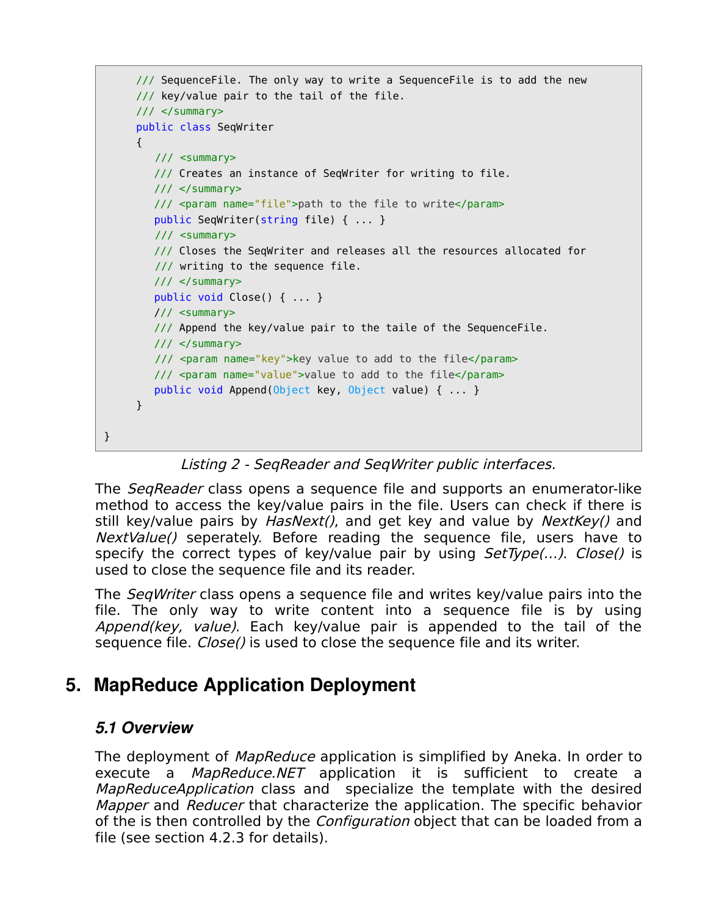```
    /// SequenceFile. The only way to write a SequenceFile is to add the new
    /// key/value pair to the tail of the file.
    /// </summary>
    public class SeqWriter
    {
        /// <summary>
        /// Creates an instance of SeqWriter for writing to file.
        /// </summary>
        /// <param name="file">path to the file to write</param>
        public SeqWriter(string file) { ... }
        /// <summary>
        /// Closes the SeqWriter and releases all the resources allocated for
        /// writing to the sequence file.
        /// </summary>
        public void Close() { ... }
        /// <summary>
        /// Append the key/value pair to the taile of the SequenceFile.
        /// </summary>
        /// <param name="key">key value to add to the file</param>
        /// <param name="value">value to add to the file</param>
        public void Append(Object key, Object value) { ... }
    }

}
```

*Listing 2 - SeqReader and SeqWriter public interfaces.*

The *SeqReader* class opens a sequence file and supports an enumerator-like method to access the key/value pairs in the file. Users can check if there is still key/value pairs by *HasNext()*, and get key and value by *NextKey()* and *NextValue()* seperately. Before reading the sequence file, users have to specify the correct types of key/value pair by using *SetType(...)*. *Close()* is used to close the sequence file and its reader.

The *SeqWriter* class opens a sequence file and writes key/value pairs into the file. The only way to write content into a sequence file is by using *Append(key, value)*. Each key/value pair is appended to the tail of the sequence file. *Close()* is used to close the sequence file and its writer.

# 5. MapReduce Application Deployment

## 5.1 Overview

The deployment of *MapReduce* application is simplified by Aneka. In order to execute a *MapReduce.NET* application it is sufficient to create a *MapReduceApplication* class and specialize the template with the desired *Mapper* and *Reducer* that characterize the application. The specific behavior of the is then controlled by the *Configuration* object that can be loaded from a file (see section 4.2.3 for details).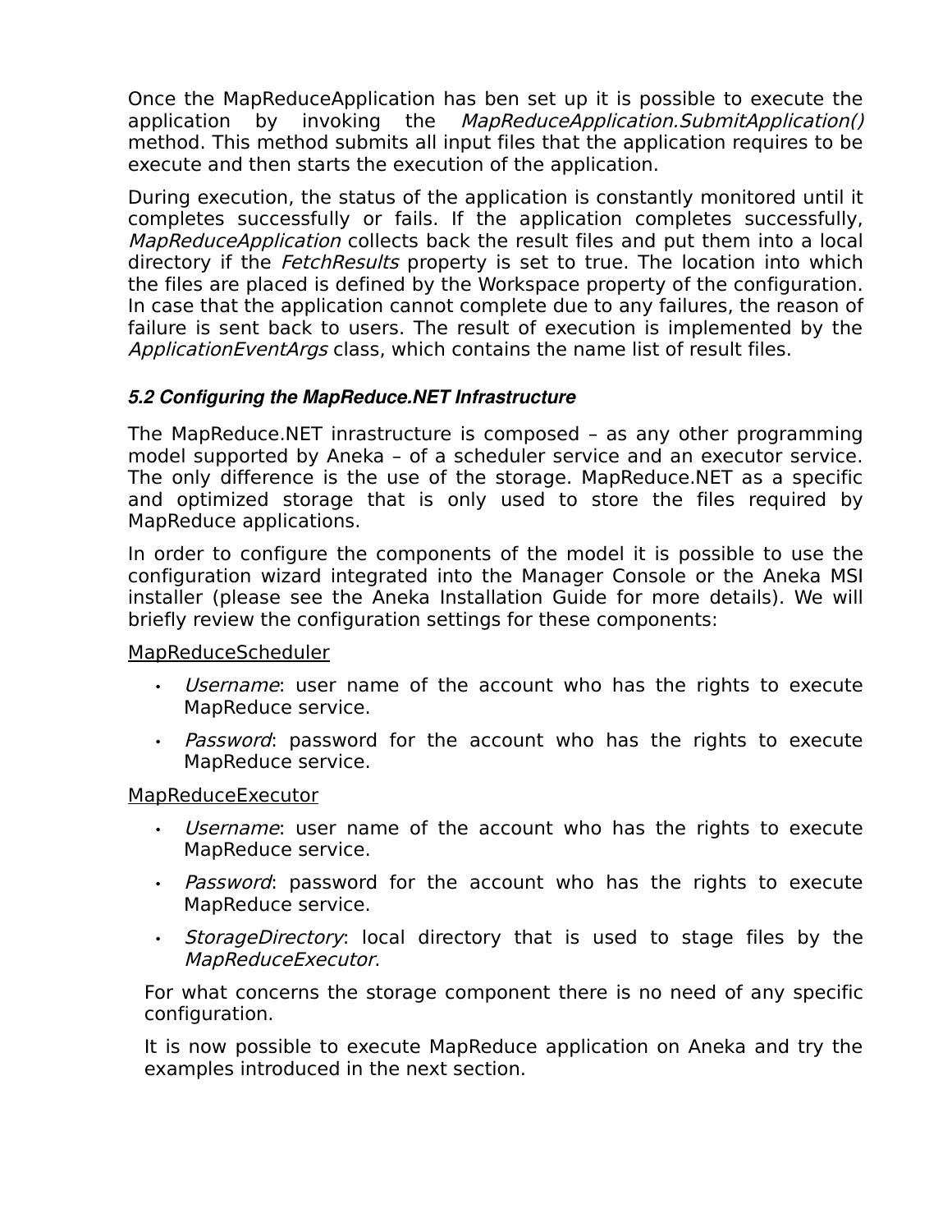Once the MapReduceApplication has ben set up it is possible to execute the application by invoking the *MapReduceApplication.SubmitApplication()* method. This method submits all input files that the application requires to be execute and then starts the execution of the application.

During execution, the status of the application is constantly monitored until it completes successfully or fails. If the application completes successfully, *MapReduceApplication* collects back the result files and put them into a local directory if the *FetchResults* property is set to true. The location into which the files are placed is defined by the Workspace property of the configuration. In case that the application cannot complete due to any failures, the reason of failure is sent back to users. The result of execution is implemented by the *ApplicationEventArgs* class, which contains the name list of result files.

### *5.2 Configuring the MapReduce.NET Infrastructure*

The MapReduce.NET inrastructure is composed – as any other programming model supported by Aneka – of a scheduler service and an executor service. The only difference is the use of the storage. MapReduce.NET as a specific and optimized storage that is only used to store the files required by MapReduce applications.

In order to configure the components of the model it is possible to use the configuration wizard integrated into the Manager Console or the Aneka MSI installer (please see the Aneka Installation Guide for more details). We will briefly review the configuration settings for these components:

<u>MapReduceScheduler</u>

- *Username*: user name of the account who has the rights to execute MapReduce service.
- *Password*: password for the account who has the rights to execute MapReduce service.

<u>MapReduceExecutor</u>

- *Username*: user name of the account who has the rights to execute MapReduce service.
- *Password*: password for the account who has the rights to execute MapReduce service.
- *StorageDirectory*: local directory that is used to stage files by the *MapReduceExecutor*.

For what concerns the storage component there is no need of any specific configuration.

It is now possible to execute MapReduce application on Aneka and try the examples introduced in the next section.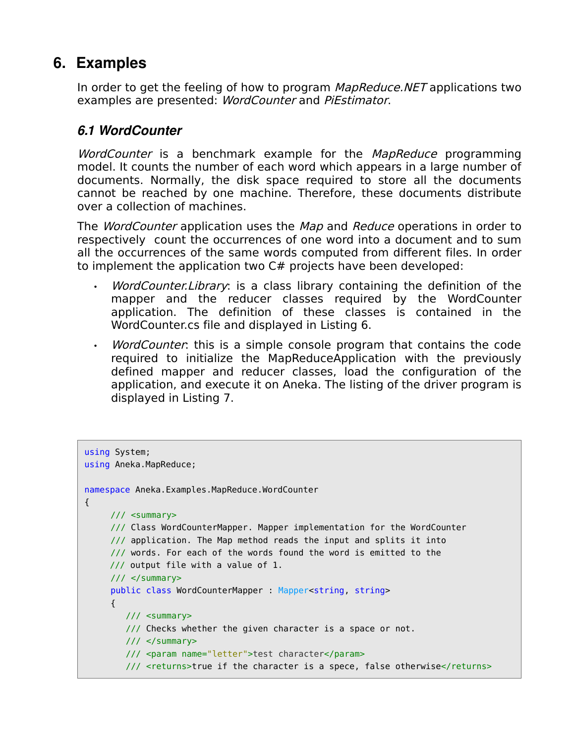# 6. Examples

In order to get the feeling of how to program *MapReduce.NET* applications two examples are presented: *WordCounter* and *PiEstimator*.

## *6.1 WordCounter*

*WordCounter* is a benchmark example for the *MapReduce* programming model. It counts the number of each word which appears in a large number of documents. Normally, the disk space required to store all the documents cannot be reached by one machine. Therefore, these documents distribute over a collection of machines.

The *WordCounter* application uses the *Map* and *Reduce* operations in order to respectively count the occurrences of one word into a document and to sum all the occurrences of the same words computed from different files. In order to implement the application two C# projects have been developed:

- *WordCounter.Library*: is a class library containing the definition of the mapper and the reducer classes required by the WordCounter application. The definition of these classes is contained in the WordCounter.cs file and displayed in Listing 6.
- *WordCounter*: this is a simple console program that contains the code required to initialize the MapReduceApplication with the previously defined mapper and reducer classes, load the configuration of the application, and execute it on Aneka. The listing of the driver program is displayed in Listing 7.

```
using System;
using Aneka.MapReduce;

namespace Aneka.Examples.MapReduce.WordCounter
{
     /// <summary>
     /// Class WordCounterMapper. Mapper implementation for the WordCounter
     /// application. The Map method reads the input and splits it into
     /// words. For each of the words found the word is emitted to the
     /// output file with a value of 1.
     /// </summary>
     public class WordCounterMapper : Mapper<string, string>
     {
        /// <summary>
        /// Checks whether the given character is a space or not.
        /// </summary>
        /// <param name="letter">test character</param>
        /// <returns>true if the character is a spece, false otherwise</returns>
```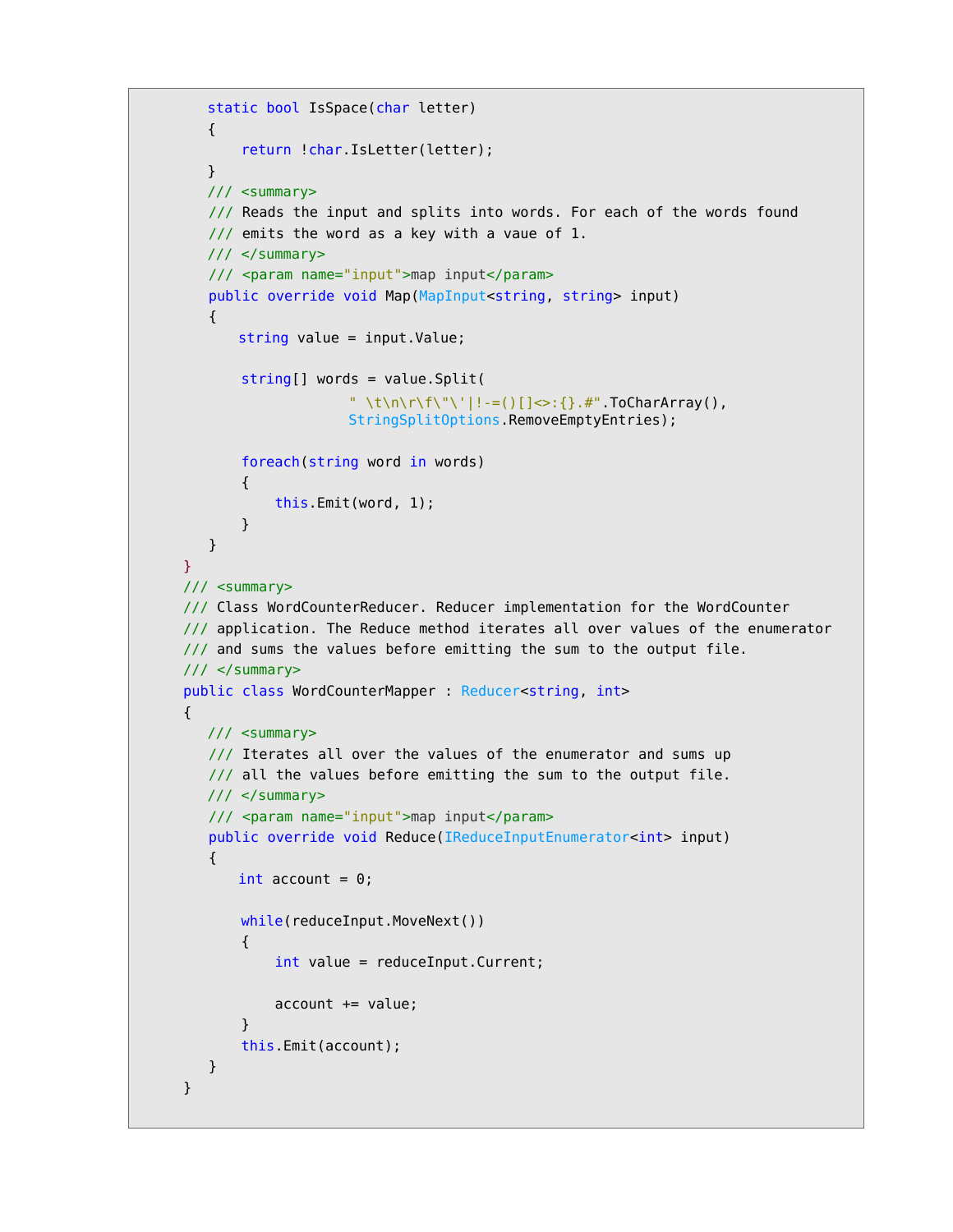```
        static bool IsSpace(char letter)
        {
            return !char.IsLetter(letter);
        }
        /// <summary>
        /// Reads the input and splits into words. For each of the words found
        /// emits the word as a key with a vaue of 1.
        /// </summary>
        /// <param name="input">map input</param>
        public override void Map(MapInput<string, string> input)
        {
           string value = input.Value;

            string[] words = value.Split(
                        " \t\n\r\f\"\'|!-=()[]<>:{}.#".ToCharArray(),
                        StringSplitOptions.RemoveEmptyEntries);

            foreach(string word in words)
            {
                this.Emit(word, 1);
            }
        }
    }
    /// <summary>
    /// Class WordCounterReducer. Reducer implementation for the WordCounter
    /// application. The Reduce method iterates all over values of the enumerator
    /// and sums the values before emitting the sum to the output file.
    /// </summary>
    public class WordCounterMapper : Reducer<string, int>
    {
        /// <summary>
        /// Iterates all over the values of the enumerator and sums up
        /// all the values before emitting the sum to the output file.
        /// </summary>
        /// <param name="input">map input</param>
        public override void Reduce(IReduceInputEnumerator<int> input)
        {
           int account = 0;

            while(reduceInput.MoveNext())
            {
                int value = reduceInput.Current;

                account += value;
            }
            this.Emit(account);
        }
    }
```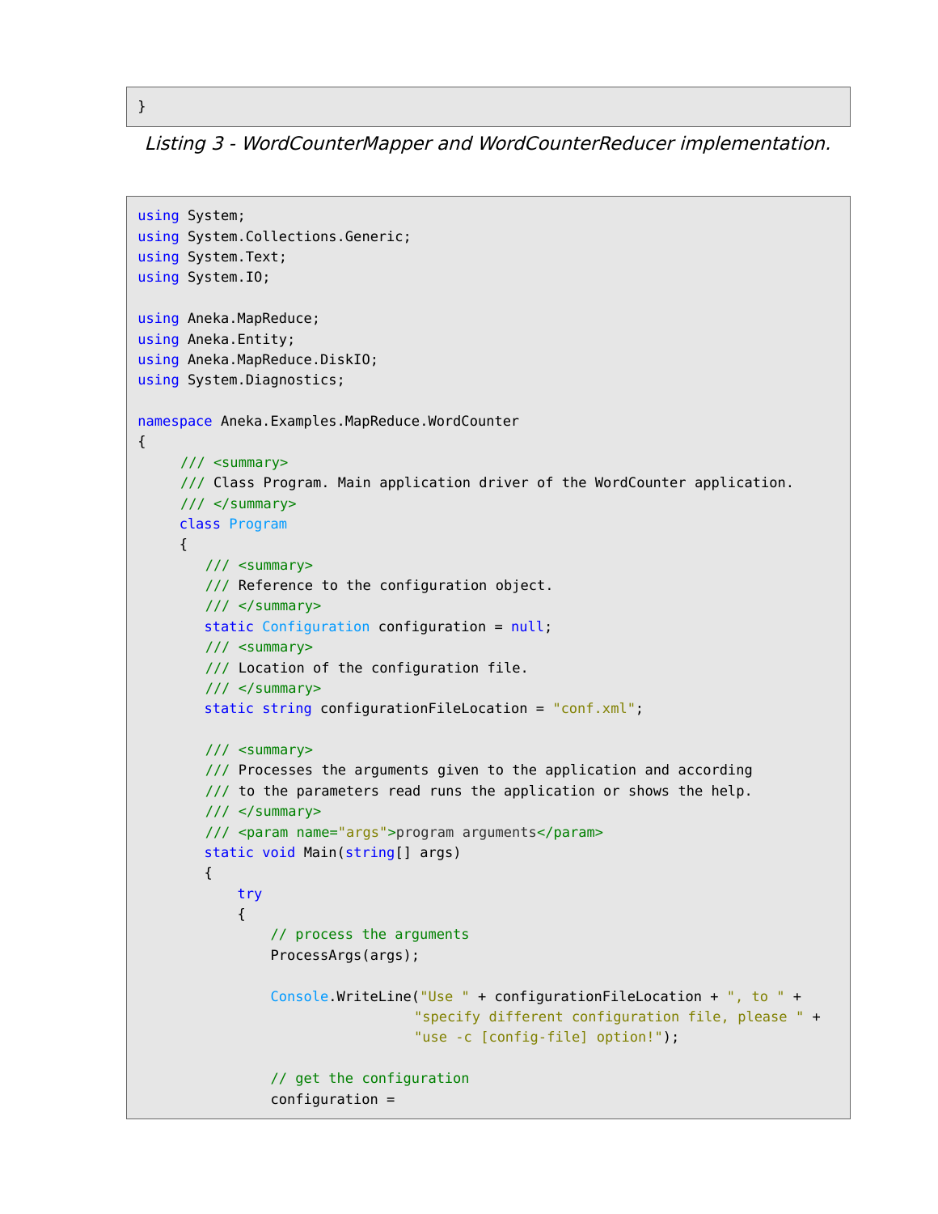```
}
```

*Listing 3 - WordCounterMapper and WordCounterReducer implementation.*

```
using System;
using System.Collections.Generic;
using System.Text;
using System.IO;

using Aneka.MapReduce;
using Aneka.Entity;
using Aneka.MapReduce.DiskIO;
using System.Diagnostics;

namespace Aneka.Examples.MapReduce.WordCounter
{
     /// <summary>
     /// Class Program. Main application driver of the WordCounter application.
     /// </summary>
     class Program
     {
        /// <summary>
        /// Reference to the configuration object.
        /// </summary>
        static Configuration configuration = null;
        /// <summary>
        /// Location of the configuration file.
        /// </summary>
        static string configurationFileLocation = "conf.xml";

        /// <summary>
        /// Processes the arguments given to the application and according
        /// to the parameters read runs the application or shows the help.
        /// </summary>
        /// <param name="args">program arguments</param>
        static void Main(string[] args)
        {
            try
            {
                // process the arguments
                ProcessArgs(args);

                Console.WriteLine("Use " + configurationFileLocation + ", to " +
                                  "specify different configuration file, please " +
                                  "use -c [config-file] option!");

                // get the configuration
                configuration =
```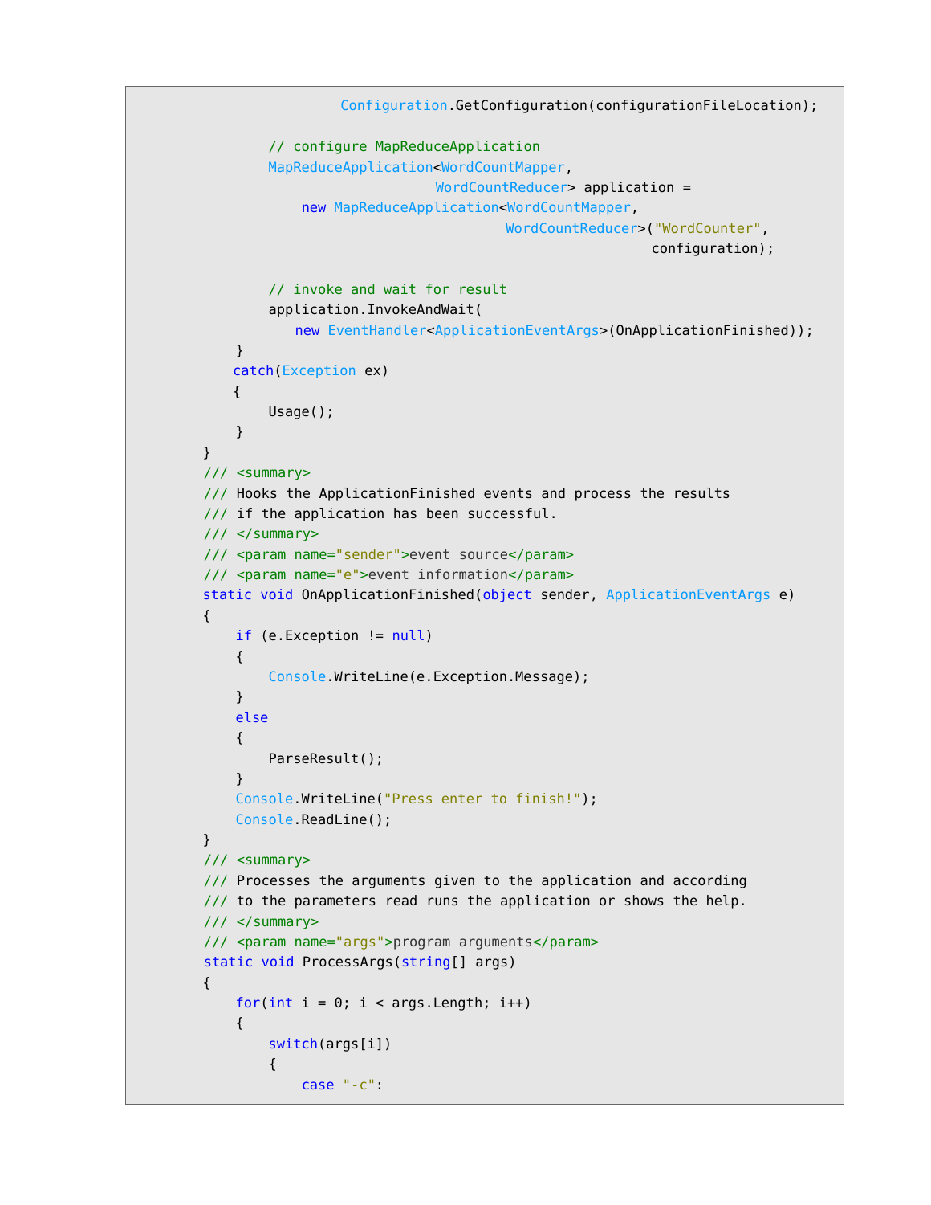```
                    Configuration.GetConfiguration(configurationFileLocation);

                // configure MapReduceApplication
                MapReduceApplication<WordCountMapper,
                                     WordCountReducer> application =
                    new MapReduceApplication<WordCountMapper,
                                             WordCountReducer>("WordCounter",
                                                               configuration);

                // invoke and wait for result
                application.InvokeAndWait(
                    new EventHandler<ApplicationEventArgs>(OnApplicationFinished));
            }
            catch(Exception ex)
            {
                Usage();
            }
        }
        /// <summary>
        /// Hooks the ApplicationFinished events and process the results
        /// if the application has been successful.
        /// </summary>
        /// <param name="sender">event source</param>
        /// <param name="e">event information</param>
        static void OnApplicationFinished(object sender, ApplicationEventArgs e)
        {
            if (e.Exception != null)
            {
                Console.WriteLine(e.Exception.Message);
            }
            else
            {
                ParseResult();
            }
            Console.WriteLine("Press enter to finish!");
            Console.ReadLine();
        }
        /// <summary>
        /// Processes the arguments given to the application and according
        /// to the parameters read runs the application or shows the help.
        /// </summary>
        /// <param name="args">program arguments</param>
        static void ProcessArgs(string[] args)
        {
            for(int i = 0; i < args.Length; i++)
            {
                switch(args[i])
                {
                    case "-c":
```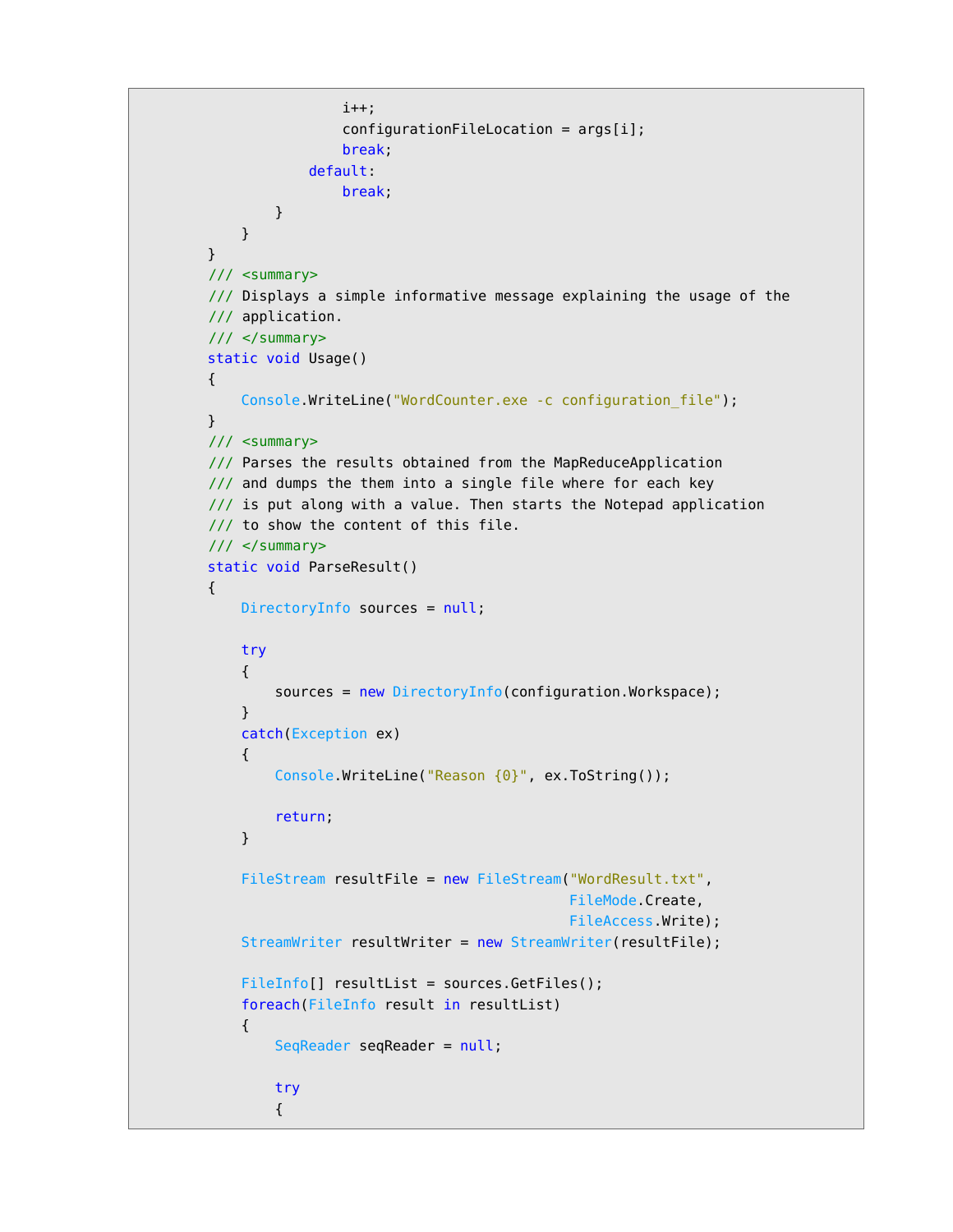```
                    i++;
                    configurationFileLocation = args[i];
                    break;
                default:
                    break;
            }
        }
    }
    /// <summary>
    /// Displays a simple informative message explaining the usage of the
    /// application.
    /// </summary>
    static void Usage()
    {
        Console.WriteLine("WordCounter.exe -c configuration_file");
    }
    /// <summary>
    /// Parses the results obtained from the MapReduceApplication
    /// and dumps the them into a single file where for each key
    /// is put along with a value. Then starts the Notepad application
    /// to show the content of this file.
    /// </summary>
    static void ParseResult()
    {
        DirectoryInfo sources = null;

        try
        {
            sources = new DirectoryInfo(configuration.Workspace);
        }
        catch(Exception ex)
        {
            Console.WriteLine("Reason {0}", ex.ToString());

            return;
        }

        FileStream resultFile = new FileStream("WordResult.txt",
                                               FileMode.Create,
                                               FileAccess.Write);
        StreamWriter resultWriter = new StreamWriter(resultFile);

        FileInfo[] resultList = sources.GetFiles();
        foreach(FileInfo result in resultList)
        {
            SeqReader seqReader = null;

            try
            {
```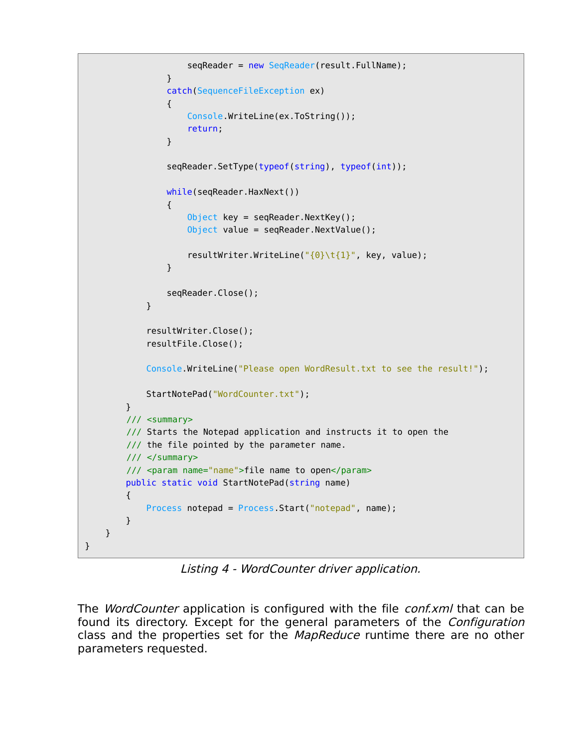```
                    seqReader = new SeqReader(result.FullName);
                }
                catch(SequenceFileException ex)
                {
                    Console.WriteLine(ex.ToString());
                    return;
                }

                seqReader.SetType(typeof(string), typeof(int));

                while(seqReader.HaxNext())
                {
                    Object key = seqReader.NextKey();
                    Object value = seqReader.NextValue();

                    resultWriter.WriteLine("{0}\t{1}", key, value);
                }

                seqReader.Close();
            }

            resultWriter.Close();
            resultFile.Close();

            Console.WriteLine("Please open WordResult.txt to see the result!");

            StartNotePad("WordCounter.txt");
        }
        /// <summary>
        /// Starts the Notepad application and instructs it to open the
        /// the file pointed by the parameter name.
        /// </summary>
        /// <param name="name">file name to open</param>
        public static void StartNotePad(string name)
        {
            Process notepad = Process.Start("notepad", name);
        }
    }
}
```

*Listing 4 - WordCounter driver application.*

The *WordCounter* application is configured with the file *conf.xml* that can be found its directory. Except for the general parameters of the *Configuration* class and the properties set for the *MapReduce* runtime there are no other parameters requested.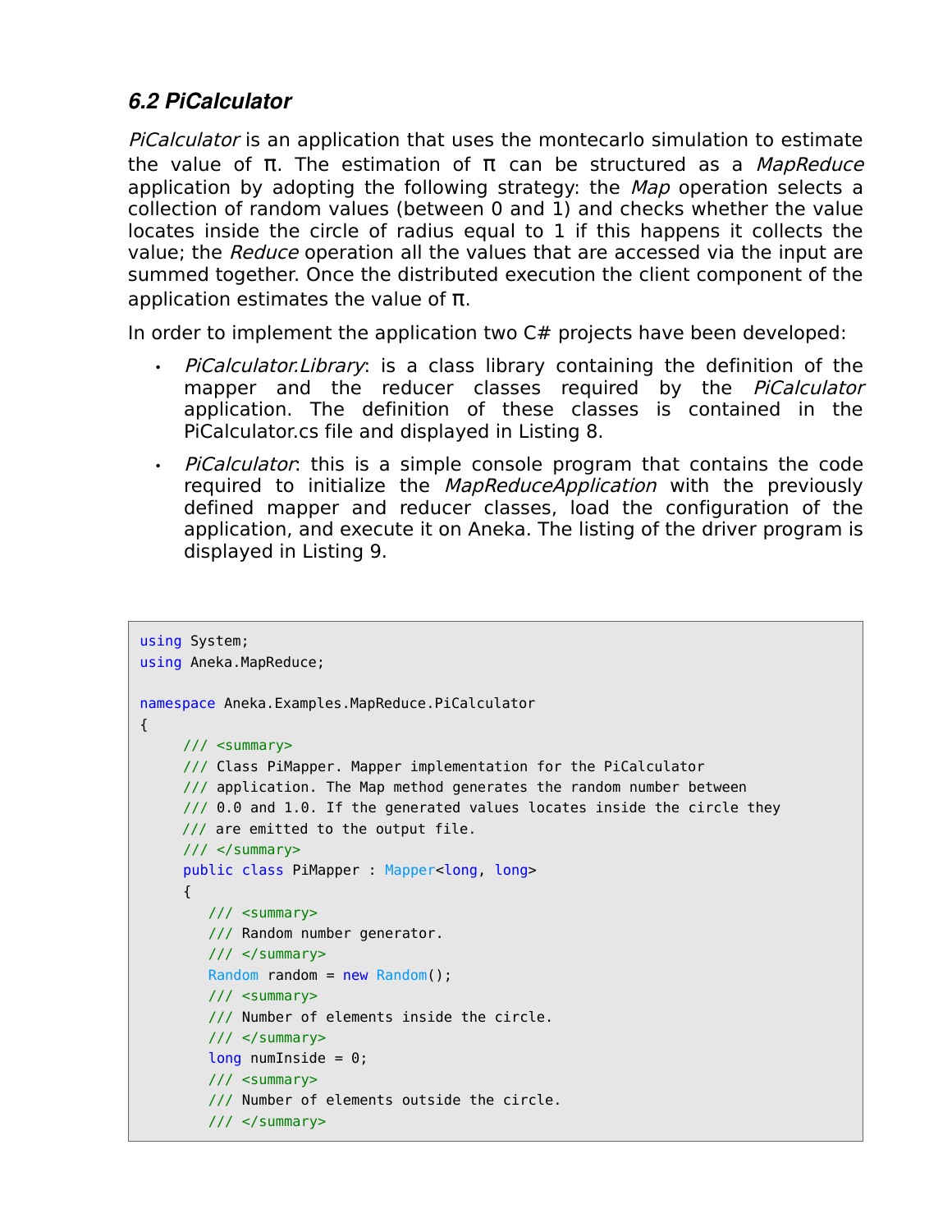### *6.2 PiCalculator*

*PiCalculator* is an application that uses the montecarlo simulation to estimate the value of π. The estimation of π can be structured as a *MapReduce* application by adopting the following strategy: the *Map* operation selects a collection of random values (between 0 and 1) and checks whether the value locates inside the circle of radius equal to 1 if this happens it collects the value; the *Reduce* operation all the values that are accessed via the input are summed together. Once the distributed execution the client component of the application estimates the value of π.

In order to implement the application two C# projects have been developed:

- *PiCalculator.Library*: is a class library containing the definition of the mapper and the reducer classes required by the *PiCalculator* application. The definition of these classes is contained in the PiCalculator.cs file and displayed in Listing 8.
- *PiCalculator*: this is a simple console program that contains the code required to initialize the *MapReduceApplication* with the previously defined mapper and reducer classes, load the configuration of the application, and execute it on Aneka. The listing of the driver program is displayed in Listing 9.

```
using System;
using Aneka.MapReduce;

namespace Aneka.Examples.MapReduce.PiCalculator
{
     /// <summary>
     /// Class PiMapper. Mapper implementation for the PiCalculator
     /// application. The Map method generates the random number between
     /// 0.0 and 1.0. If the generated values locates inside the circle they
     /// are emitted to the output file.
     /// </summary>
     public class PiMapper : Mapper<long, long>
     {
        /// <summary>
        /// Random number generator.
        /// </summary>
        Random random = new Random();
        /// <summary>
        /// Number of elements inside the circle.
        /// </summary>
        long numInside = 0;
        /// <summary>
        /// Number of elements outside the circle.
        /// </summary>
```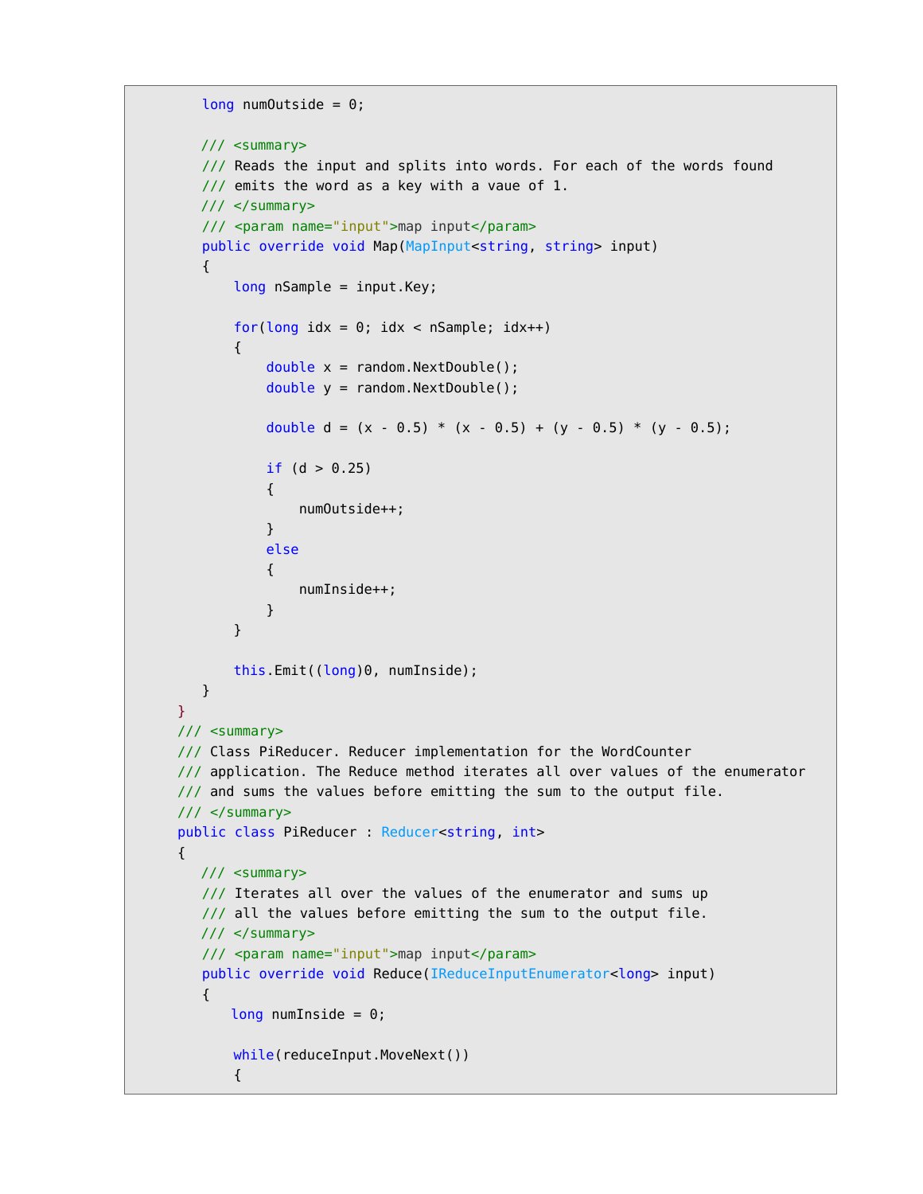```
        long numOutside = 0;

        /// <summary>
        /// Reads the input and splits into words. For each of the words found
        /// emits the word as a key with a vaue of 1.
        /// </summary>
        /// <param name="input">map input</param>
        public override void Map(MapInput<string, string> input)
        {
            long nSample = input.Key;

            for(long idx = 0; idx < nSample; idx++)
            {
                double x = random.NextDouble();
                double y = random.NextDouble();

                double d = (x - 0.5) * (x - 0.5) + (y - 0.5) * (y - 0.5);

                if (d > 0.25)
                {
                    numOutside++;
                }
                else
                {
                    numInside++;
                }
            }

            this.Emit((long)0, numInside);
        }
    }
    /// <summary>
    /// Class PiReducer. Reducer implementation for the WordCounter
    /// application. The Reduce method iterates all over values of the enumerator
    /// and sums the values before emitting the sum to the output file.
    /// </summary>
    public class PiReducer : Reducer<string, int>
    {
        /// <summary>
        /// Iterates all over the values of the enumerator and sums up
        /// all the values before emitting the sum to the output file.
        /// </summary>
        /// <param name="input">map input</param>
        public override void Reduce(IReduceInputEnumerator<long> input)
        {
            long numInside = 0;

            while(reduceInput.MoveNext())
            {
```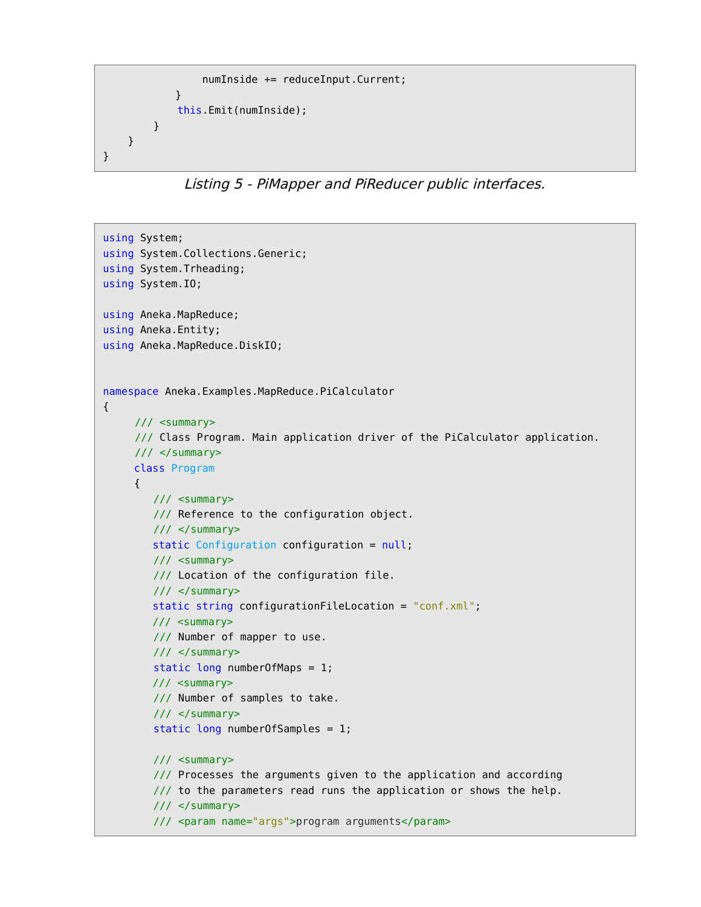```
                numInside += reduceInput.Current;
            }
            this.Emit(numInside);
        }
    }
}
```

*Listing 5 - PiMapper and PiReducer public interfaces.*

```
using System;
using System.Collections.Generic;
using System.Trheading;
using System.IO;

using Aneka.MapReduce;
using Aneka.Entity;
using Aneka.MapReduce.DiskIO;


namespace Aneka.Examples.MapReduce.PiCalculator
{
     /// <summary>
     /// Class Program. Main application driver of the PiCalculator application.
     /// </summary>
     class Program
     {
        /// <summary>
        /// Reference to the configuration object.
        /// </summary>
        static Configuration configuration = null;
        /// <summary>
        /// Location of the configuration file.
        /// </summary>
        static string configurationFileLocation = "conf.xml";
        /// <summary>
        /// Number of mapper to use.
        /// </summary>
        static long numberOfMaps = 1;
        /// <summary>
        /// Number of samples to take.
        /// </summary>
        static long numberOfSamples = 1;

        /// <summary>
        /// Processes the arguments given to the application and according
        /// to the parameters read runs the application or shows the help.
        /// </summary>
        /// <param name="args">program arguments</param>
```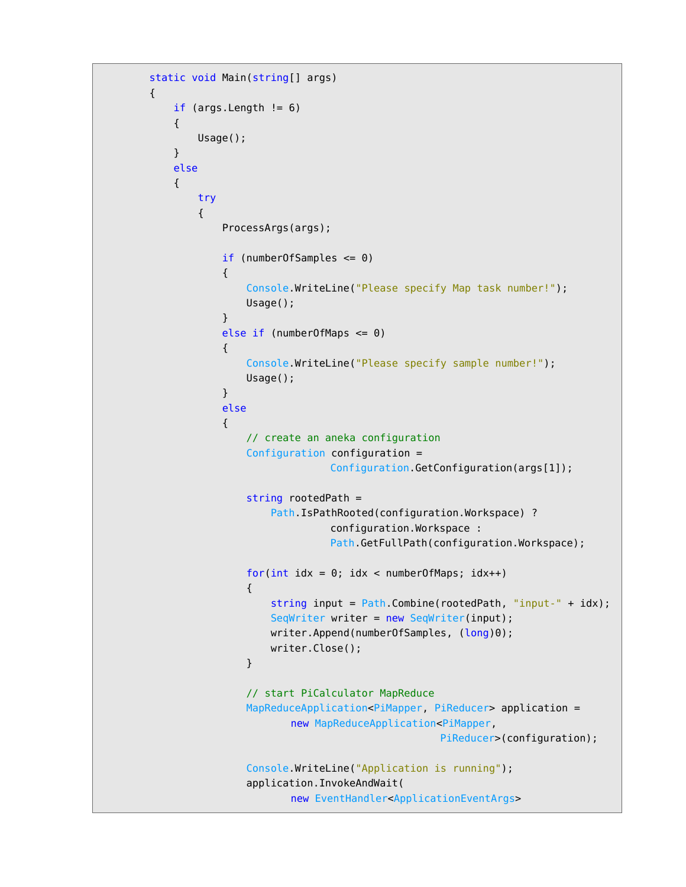```
        static void Main(string[] args)
        {
            if (args.Length != 6)
            {
                Usage();
            }
            else
            {
                try
                {
                    ProcessArgs(args);

                    if (numberOfSamples <= 0)
                    {
                        Console.WriteLine("Please specify Map task number!");
                        Usage();
                    }
                    else if (numberOfMaps <= 0)
                    {
                        Console.WriteLine("Please specify sample number!");
                        Usage();
                    }
                    else
                    {
                        // create an aneka configuration
                        Configuration configuration =
                                      Configuration.GetConfiguration(args[1]);

                        string rootedPath =
                            Path.IsPathRooted(configuration.Workspace) ?
                                      configuration.Workspace :
                                      Path.GetFullPath(configuration.Workspace);

                        for(int idx = 0; idx < numberOfMaps; idx++)
                        {
                            string input = Path.Combine(rootedPath, "input-" + idx);
                            SeqWriter writer = new SeqWriter(input);
                            writer.Append(numberOfSamples, (long)0);
                            writer.Close();
                        }

                        // start PiCalculator MapReduce
                        MapReduceApplication<PiMapper, PiReducer> application =
                              new MapReduceApplication<PiMapper,
                                                       PiReducer>(configuration);

                        Console.WriteLine("Application is running");
                        application.InvokeAndWait(
                              new EventHandler<ApplicationEventArgs>
```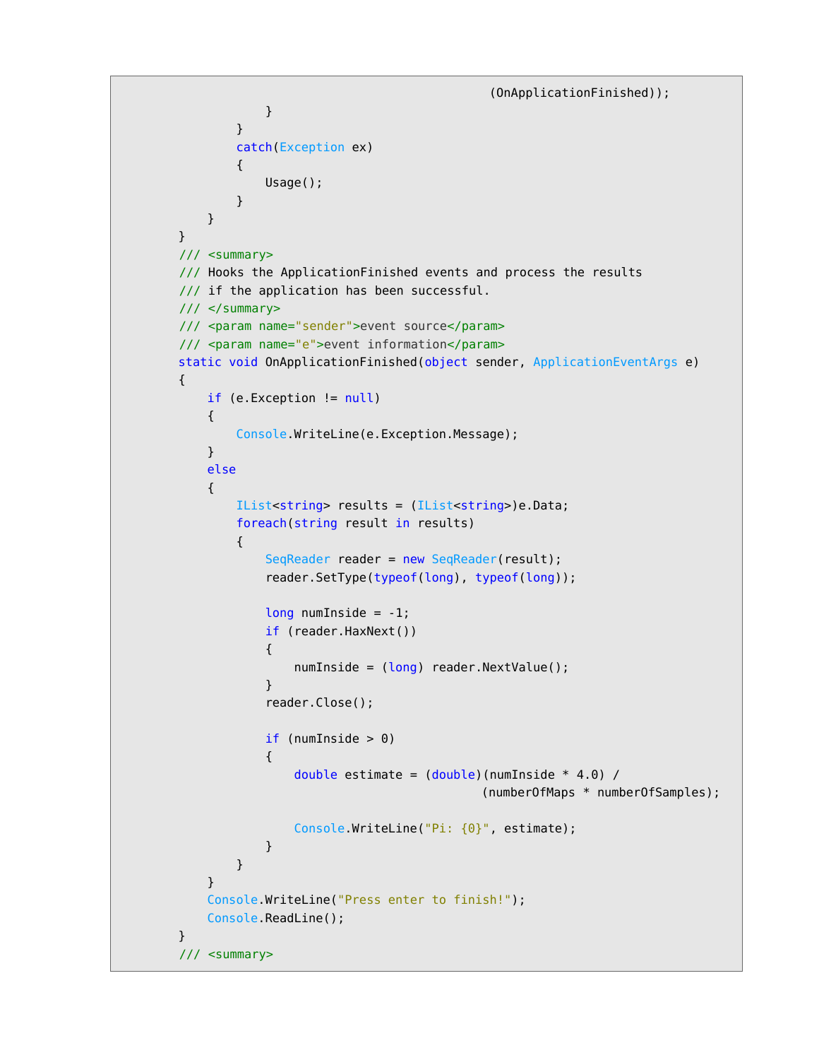```
                                            (OnApplicationFinished));
                }
            }
            catch(Exception ex)
            {
                Usage();
            }
        }
    }
    /// <summary>
    /// Hooks the ApplicationFinished events and process the results
    /// if the application has been successful.
    /// </summary>
    /// <param name="sender">event source</param>
    /// <param name="e">event information</param>
    static void OnApplicationFinished(object sender, ApplicationEventArgs e)
    {
        if (e.Exception != null)
        {
            Console.WriteLine(e.Exception.Message);
        }
        else
        {
            IList<string> results = (IList<string>)e.Data;
            foreach(string result in results)
            {
                SeqReader reader = new SeqReader(result);
                reader.SetType(typeof(long), typeof(long));

                long numInside = -1;
                if (reader.HaxNext())
                {
                    numInside = (long) reader.NextValue();
                }
                reader.Close();

                if (numInside > 0)
                {
                    double estimate = (double)(numInside * 4.0) /
                                     (numberOfMaps * numberOfSamples);

                    Console.WriteLine("Pi: {0}", estimate);
                }
            }
        }
        Console.WriteLine("Press enter to finish!");
        Console.ReadLine();
    }
    /// <summary>
```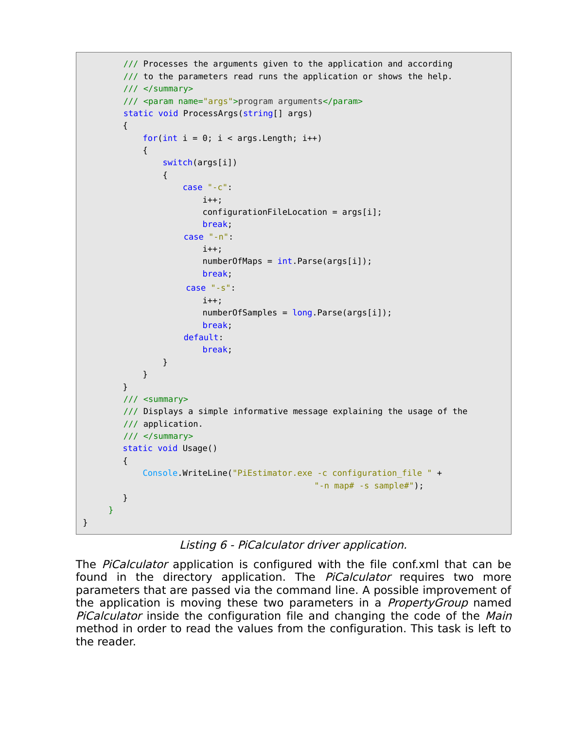```
        /// Processes the arguments given to the application and according
        /// to the parameters read runs the application or shows the help.
        /// </summary>
        /// <param name="args">program arguments</param>
        static void ProcessArgs(string[] args)
        {
            for(int i = 0; i < args.Length; i++)
            {
                switch(args[i])
                {
                    case "-c":
                        i++;
                        configurationFileLocation = args[i];
                        break;
                    case "-n":
                        i++;
                        numberOfMaps = int.Parse(args[i]);
                        break;
                    case "-s":
                        i++;
                        numberOfSamples = long.Parse(args[i]);
                        break;
                    default:
                        break;
                }
            }
        }
        /// <summary>
        /// Displays a simple informative message explaining the usage of the
        /// application.
        /// </summary>
        static void Usage()
        {
            Console.WriteLine("PiEstimator.exe -c configuration_file " +
                                                  "-n map# -s sample#");
        }
    }
}
```

*Listing 6 - PiCalculator driver application.*

The *PiCalculator* application is configured with the file conf.xml that can be found in the directory application. The *PiCalculator* requires two more parameters that are passed via the command line. A possible improvement of the application is moving these two parameters in a *PropertyGroup* named *PiCalculator* inside the configuration file and changing the code of the *Main* method in order to read the values from the configuration. This task is left to the reader.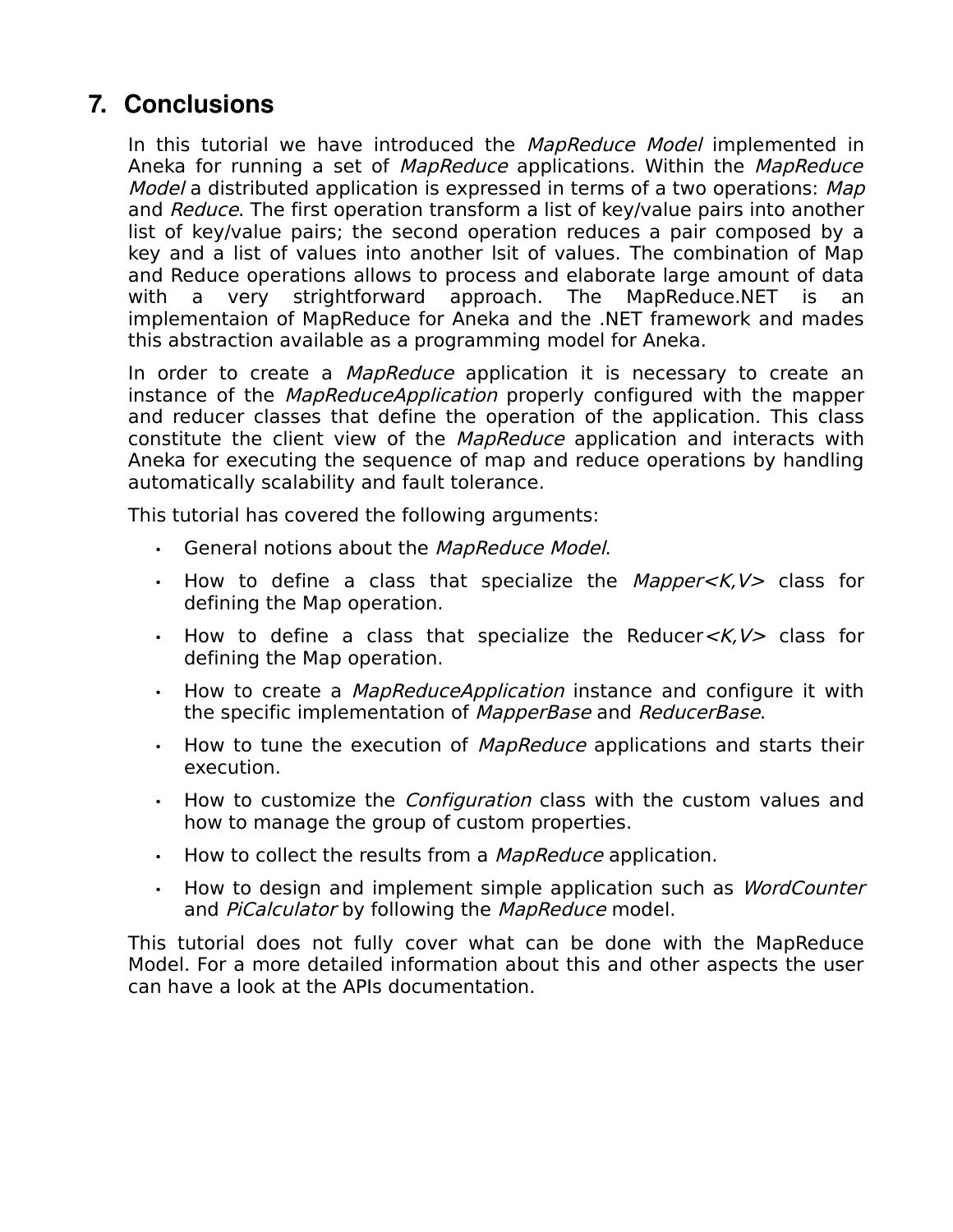# 7. Conclusions

In this tutorial we have introduced the *MapReduce Model* implemented in Aneka for running a set of *MapReduce* applications. Within the *MapReduce Model* a distributed application is expressed in terms of a two operations: *Map* and *Reduce*. The first operation transform a list of key/value pairs into another list of key/value pairs; the second operation reduces a pair composed by a key and a list of values into another lsit of values. The combination of Map and Reduce operations allows to process and elaborate large amount of data with a very strightforward approach. The MapReduce.NET is an implementaion of MapReduce for Aneka and the .NET framework and mades this abstraction available as a programming model for Aneka.

In order to create a *MapReduce* application it is necessary to create an instance of the *MapReduceApplication* properly configured with the mapper and reducer classes that define the operation of the application. This class constitute the client view of the *MapReduce* application and interacts with Aneka for executing the sequence of map and reduce operations by handling automatically scalability and fault tolerance.

This tutorial has covered the following arguments:

- General notions about the *MapReduce Model*.
- How to define a class that specialize the *Mapper<K,V>* class for defining the Map operation.
- How to define a class that specialize the Reducer*<K,V>* class for defining the Map operation.
- How to create a *MapReduceApplication* instance and configure it with the specific implementation of *MapperBase* and *ReducerBase*.
- How to tune the execution of *MapReduce* applications and starts their execution.
- How to customize the *Configuration* class with the custom values and how to manage the group of custom properties.
- How to collect the results from a *MapReduce* application.
- How to design and implement simple application such as *WordCounter* and *PiCalculator* by following the *MapReduce* model.

This tutorial does not fully cover what can be done with the MapReduce Model. For a more detailed information about this and other aspects the user can have a look at the APIs documentation.